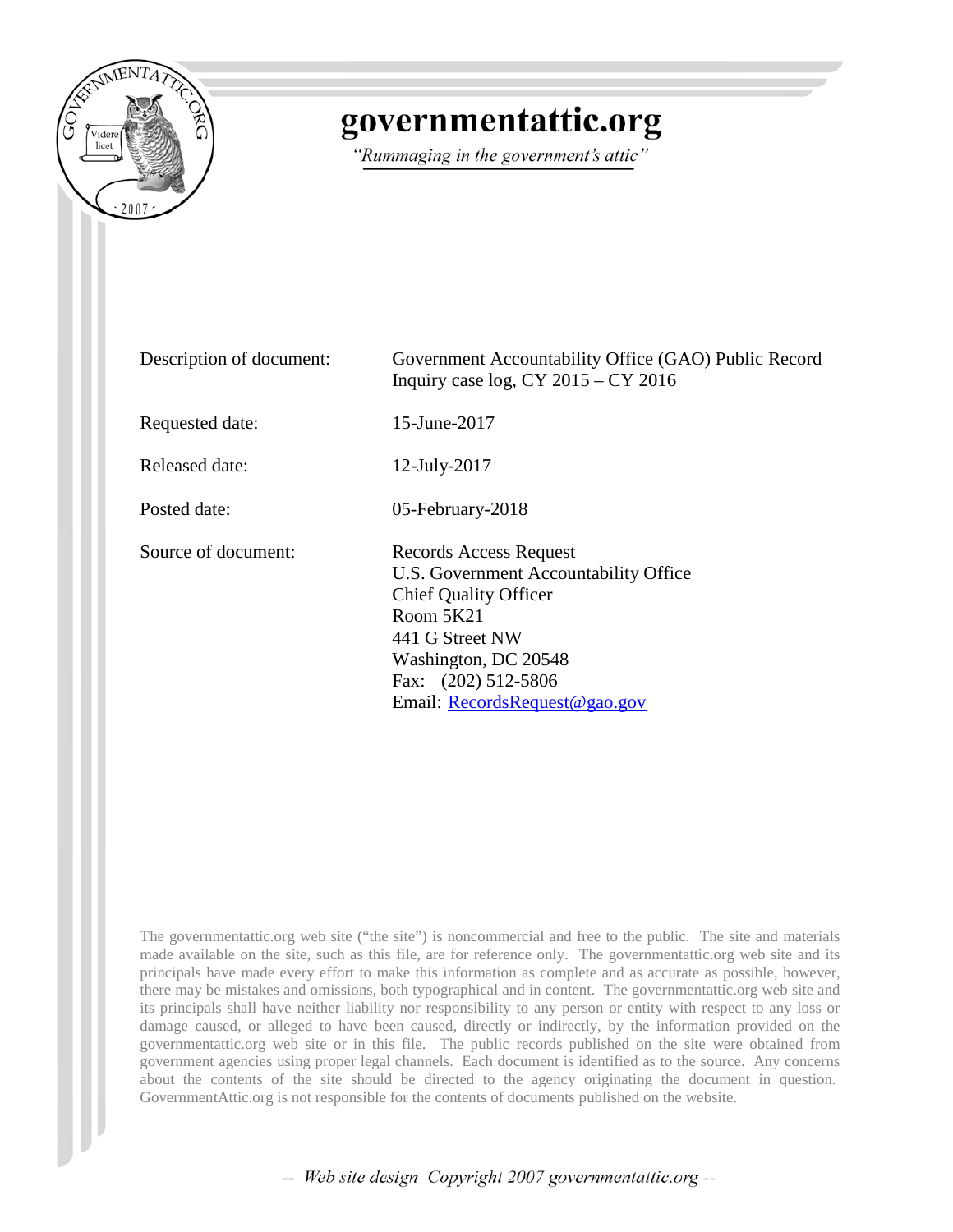# governmentattic.org

*"Rummaging in the government's attic"*

| | |
|---|---|
| Description of document: | Government Accountability Office (GAO) Public Record Inquiry case log, CY 2015 – CY 2016 |
| Requested date: | 15-June-2017 |
| Released date: | 12-July-2017 |
| Posted date: | 05-February-2018 |
| Source of document: | Records Access Request<br>U.S. Government Accountability Office<br>Chief Quality Officer<br>Room 5K21<br>441 G Street NW<br>Washington, DC 20548<br>Fax: (202) 512-5806<br>Email: RecordsRequest@gao.gov |

The governmentattic.org web site ("the site") is noncommercial and free to the public. The site and materials made available on the site, such as this file, are for reference only. The governmentattic.org web site and its principals have made every effort to make this information as complete and as accurate as possible, however, there may be mistakes and omissions, both typographical and in content. The governmentattic.org web site and its principals shall have neither liability nor responsibility to any person or entity with respect to any loss or damage caused, or alleged to have been caused, directly or indirectly, by the information provided on the governmentattic.org web site or in this file. The public records published on the site were obtained from government agencies using proper legal channels. Each document is identified as to the source. Any concerns about the contents of the site should be directed to the agency originating the document in question. GovernmentAttic.org is not responsible for the contents of documents published on the website.

-- Web site design Copyright 2007 governmentattic.org --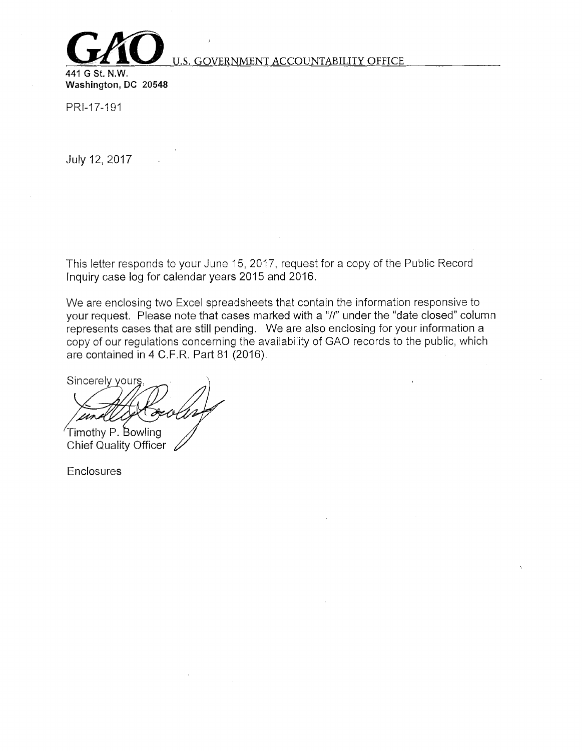**GAO** U.S. GOVERNMENT ACCOUNTABILITY OFFICE

**441 G St. N.W.**
**Washington, DC 20548**

PRI-17-191

July 12, 2017

This letter responds to your June 15, 2017, request for a copy of the Public Record Inquiry case log for calendar years 2015 and 2016.

We are enclosing two Excel spreadsheets that contain the information responsive to your request. Please note that cases marked with a "//" under the "date closed" column represents cases that are still pending. We are also enclosing for your information a copy of our regulations concerning the availability of GAO records to the public, which are contained in 4 C.F.R. Part 81 (2016).

Sincerely yours,

Timothy P. Bowling
Chief Quality Officer

Enclosures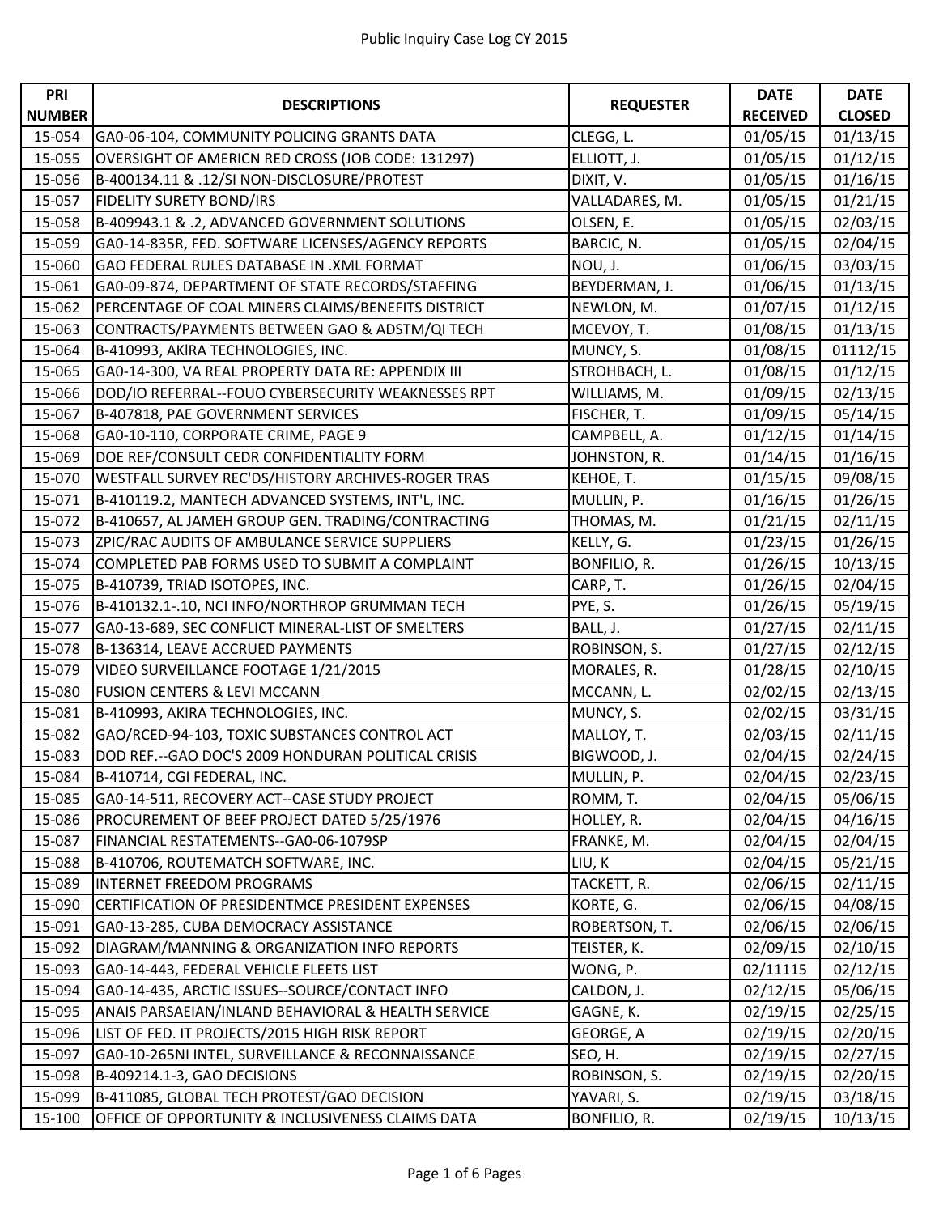# Public Inquiry Case Log CY 2015

| PRI NUMBER | DESCRIPTIONS | REQUESTER | DATE RECEIVED | DATE CLOSED |
|---|---|---|---|---|
| 15-054 | GA0-06-104, COMMUNITY POLICING GRANTS DATA | CLEGG, L. | 01/05/15 | 01/13/15 |
| 15-055 | OVERSIGHT OF AMERICN RED CROSS (JOB CODE: 131297) | ELLIOTT, J. | 01/05/15 | 01/12/15 |
| 15-056 | B-400134.11 & .12/SI NON-DISCLOSURE/PROTEST | DIXIT, V. | 01/05/15 | 01/16/15 |
| 15-057 | FIDELITY SURETY BOND/IRS | VALLADARES, M. | 01/05/15 | 01/21/15 |
| 15-058 | B-409943.1 & .2, ADVANCED GOVERNMENT SOLUTIONS | OLSEN, E. | 01/05/15 | 02/03/15 |
| 15-059 | GA0-14-835R, FED. SOFTWARE LICENSES/AGENCY REPORTS | BARCIC, N. | 01/05/15 | 02/04/15 |
| 15-060 | GAO FEDERAL RULES DATABASE IN .XML FORMAT | NOU, J. | 01/06/15 | 03/03/15 |
| 15-061 | GA0-09-874, DEPARTMENT OF STATE RECORDS/STAFFING | BEYDERMAN, J. | 01/06/15 | 01/13/15 |
| 15-062 | PERCENTAGE OF COAL MINERS CLAIMS/BENEFITS DISTRICT | NEWLON, M. | 01/07/15 | 01/12/15 |
| 15-063 | CONTRACTS/PAYMENTS BETWEEN GAO & ADSTM/QI TECH | MCEVOY, T. | 01/08/15 | 01/13/15 |
| 15-064 | B-410993, AKİRA TECHNOLOGIES, INC. | MUNCY, S. | 01/08/15 | 01112/15 |
| 15-065 | GA0-14-300, VA REAL PROPERTY DATA RE: APPENDIX III | STROHBACH, L. | 01/08/15 | 01/12/15 |
| 15-066 | DOD/IO REFERRAL--FOUO CYBERSECURITY WEAKNESSES RPT | WILLIAMS, M. | 01/09/15 | 02/13/15 |
| 15-067 | B-407818, PAE GOVERNMENT SERVICES | FISCHER, T. | 01/09/15 | 05/14/15 |
| 15-068 | GA0-10-110, CORPORATE CRIME, PAGE 9 | CAMPBELL, A. | 01/12/15 | 01/14/15 |
| 15-069 | DOE REF/CONSULT CEDR CONFIDENTIALITY FORM | JOHNSTON, R. | 01/14/15 | 01/16/15 |
| 15-070 | WESTFALL SURVEY REC'DS/HISTORY ARCHIVES-ROGER TRAS | KEHOE, T. | 01/15/15 | 09/08/15 |
| 15-071 | B-410119.2, MANTECH ADVANCED SYSTEMS, INT'L, INC. | MULLIN, P. | 01/16/15 | 01/26/15 |
| 15-072 | B-410657, AL JAMEH GROUP GEN. TRADING/CONTRACTING | THOMAS, M. | 01/21/15 | 02/11/15 |
| 15-073 | ZPIC/RAC AUDITS OF AMBULANCE SERVICE SUPPLIERS | KELLY, G. | 01/23/15 | 01/26/15 |
| 15-074 | COMPLETED PAB FORMS USED TO SUBMIT A COMPLAINT | BONFILIO, R. | 01/26/15 | 10/13/15 |
| 15-075 | B-410739, TRIAD ISOTOPES, INC. | CARP, T. | 01/26/15 | 02/04/15 |
| 15-076 | B-410132.1-.10, NCI INFO/NORTHROP GRUMMAN TECH | PYE, S. | 01/26/15 | 05/19/15 |
| 15-077 | GA0-13-689, SEC CONFLICT MINERAL-LIST OF SMELTERS | BALL, J. | 01/27/15 | 02/11/15 |
| 15-078 | B-136314, LEAVE ACCRUED PAYMENTS | ROBINSON, S. | 01/27/15 | 02/12/15 |
| 15-079 | VIDEO SURVEILLANCE FOOTAGE 1/21/2015 | MORALES, R. | 01/28/15 | 02/10/15 |
| 15-080 | FUSION CENTERS & LEVI MCCANN | MCCANN, L. | 02/02/15 | 02/13/15 |
| 15-081 | B-410993, AKIRA TECHNOLOGIES, INC. | MUNCY, S. | 02/02/15 | 03/31/15 |
| 15-082 | GAO/RCED-94-103, TOXIC SUBSTANCES CONTROL ACT | MALLOY, T. | 02/03/15 | 02/11/15 |
| 15-083 | DOD REF.--GAO DOC'S 2009 HONDURAN POLITICAL CRISIS | BIGWOOD, J. | 02/04/15 | 02/24/15 |
| 15-084 | B-410714, CGI FEDERAL, INC. | MULLIN, P. | 02/04/15 | 02/23/15 |
| 15-085 | GA0-14-511, RECOVERY ACT--CASE STUDY PROJECT | ROMM, T. | 02/04/15 | 05/06/15 |
| 15-086 | PROCUREMENT OF BEEF PROJECT DATED 5/25/1976 | HOLLEY, R. | 02/04/15 | 04/16/15 |
| 15-087 | FINANCIAL RESTATEMENTS--GA0-06-1079SP | FRANKE, M. | 02/04/15 | 02/04/15 |
| 15-088 | B-410706, ROUTEMATCH SOFTWARE, INC. | LIU, K | 02/04/15 | 05/21/15 |
| 15-089 | INTERNET FREEDOM PROGRAMS | TACKETT, R. | 02/06/15 | 02/11/15 |
| 15-090 | CERTIFICATION OF PRESIDENTMCE PRESIDENT EXPENSES | KORTE, G. | 02/06/15 | 04/08/15 |
| 15-091 | GA0-13-285, CUBA DEMOCRACY ASSISTANCE | ROBERTSON, T. | 02/06/15 | 02/06/15 |
| 15-092 | DIAGRAM/MANNING & ORGANIZATION INFO REPORTS | TEISTER, K. | 02/09/15 | 02/10/15 |
| 15-093 | GA0-14-443, FEDERAL VEHICLE FLEETS LIST | WONG, P. | 02/11115 | 02/12/15 |
| 15-094 | GA0-14-435, ARCTIC ISSUES--SOURCE/CONTACT INFO | CALDON, J. | 02/12/15 | 05/06/15 |
| 15-095 | ANAIS PARSAEIAN/INLAND BEHAVIORAL & HEALTH SERVICE | GAGNE, K. | 02/19/15 | 02/25/15 |
| 15-096 | LIST OF FED. IT PROJECTS/2015 HIGH RISK REPORT | GEORGE, A | 02/19/15 | 02/20/15 |
| 15-097 | GA0-10-265NI INTEL, SURVEILLANCE & RECONNAISSANCE | SEO, H. | 02/19/15 | 02/27/15 |
| 15-098 | B-409214.1-3, GAO DECISIONS | ROBINSON, S. | 02/19/15 | 02/20/15 |
| 15-099 | B-411085, GLOBAL TECH PROTEST/GAO DECISION | YAVARI, S. | 02/19/15 | 03/18/15 |
| 15-100 | OFFICE OF OPPORTUNITY & INCLUSIVENESS CLAIMS DATA | BONFILIO, R. | 02/19/15 | 10/13/15 |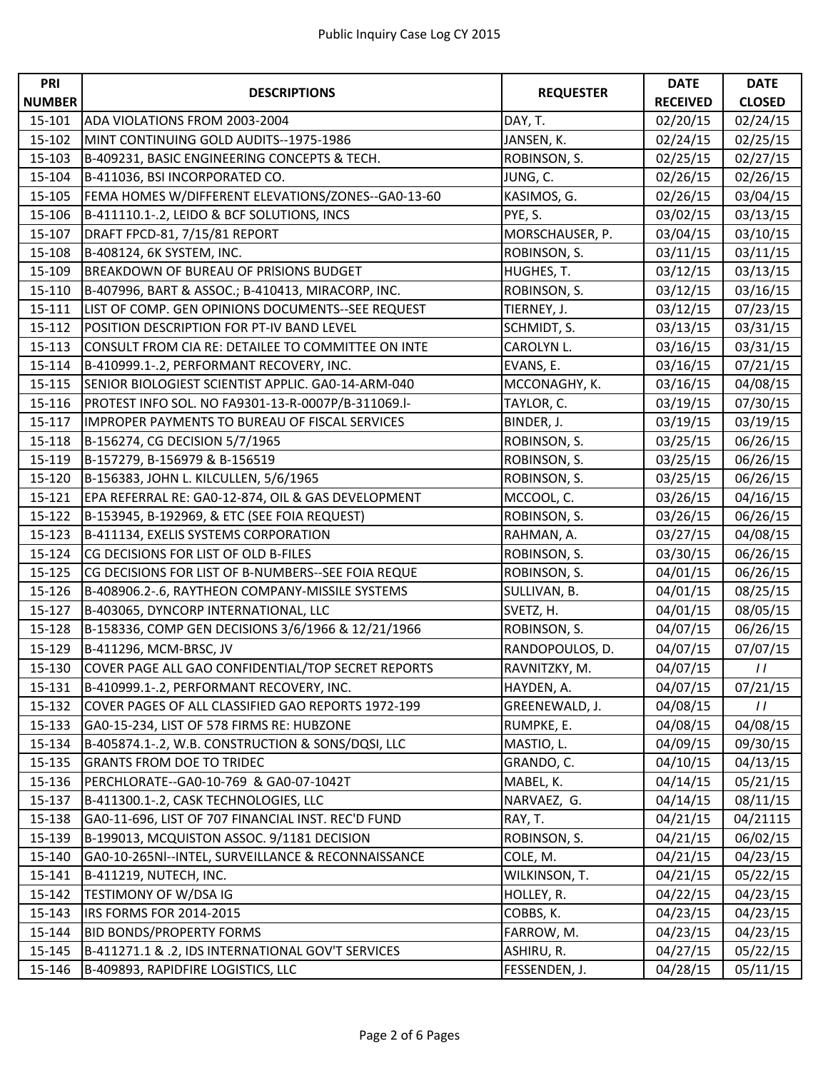# Public Inquiry Case Log CY 2015

| PRI NUMBER | DESCRIPTIONS | REQUESTER | DATE RECEIVED | DATE CLOSED |
|---|---|---|---|---|
| 15-101 | ADA VIOLATIONS FROM 2003-2004 | DAY, T. | 02/20/15 | 02/24/15 |
| 15-102 | MINT CONTINUING GOLD AUDITS--1975-1986 | JANSEN, K. | 02/24/15 | 02/25/15 |
| 15-103 | B-409231, BASIC ENGINEERING CONCEPTS & TECH. | ROBINSON, S. | 02/25/15 | 02/27/15 |
| 15-104 | B-411036, BSI INCORPORATED CO. | JUNG, C. | 02/26/15 | 02/26/15 |
| 15-105 | FEMA HOMES W/DIFFERENT ELEVATIONS/ZONES--GA0-13-60 | KASIMOS, G. | 02/26/15 | 03/04/15 |
| 15-106 | B-411110.1-.2, LEIDO & BCF SOLUTIONS, INCS | PYE, S. | 03/02/15 | 03/13/15 |
| 15-107 | DRAFT FPCD-81, 7/15/81 REPORT | MORSCHAUSER, P. | 03/04/15 | 03/10/15 |
| 15-108 | B-408124, 6K SYSTEM, INC. | ROBINSON, S. | 03/11/15 | 03/11/15 |
| 15-109 | BREAKDOWN OF BUREAU OF PRISIONS BUDGET | HUGHES, T. | 03/12/15 | 03/13/15 |
| 15-110 | B-407996, BART & ASSOC.; B-410413, MIRACORP, INC. | ROBINSON, S. | 03/12/15 | 03/16/15 |
| 15-111 | LIST OF COMP. GEN OPINIONS DOCUMENTS--SEE REQUEST | TIERNEY, J. | 03/12/15 | 07/23/15 |
| 15-112 | POSITION DESCRIPTION FOR PT-IV BAND LEVEL | SCHMIDT, S. | 03/13/15 | 03/31/15 |
| 15-113 | CONSULT FROM CIA RE: DETAILEE TO COMMITTEE ON INTE | CAROLYN L. | 03/16/15 | 03/31/15 |
| 15-114 | B-410999.1-.2, PERFORMANT RECOVERY, INC. | EVANS, E. | 03/16/15 | 07/21/15 |
| 15-115 | SENIOR BIOLOGIEST SCIENTIST APPLIC. GA0-14-ARM-040 | MCCONAGHY, K. | 03/16/15 | 04/08/15 |
| 15-116 | PROTEST INFO SOL. NO FA9301-13-R-0007P/B-311069.l- | TAYLOR, C. | 03/19/15 | 07/30/15 |
| 15-117 | IMPROPER PAYMENTS TO BUREAU OF FISCAL SERVICES | BINDER, J. | 03/19/15 | 03/19/15 |
| 15-118 | B-156274, CG DECISION 5/7/1965 | ROBINSON, S. | 03/25/15 | 06/26/15 |
| 15-119 | B-157279, B-156979 & B-156519 | ROBINSON, S. | 03/25/15 | 06/26/15 |
| 15-120 | B-156383, JOHN L. KILCULLEN, 5/6/1965 | ROBINSON, S. | 03/25/15 | 06/26/15 |
| 15-121 | EPA REFERRAL RE: GA0-12-874, OIL & GAS DEVELOPMENT | MCCOOL, C. | 03/26/15 | 04/16/15 |
| 15-122 | B-153945, B-192969, & ETC (SEE FOIA REQUEST) | ROBINSON, S. | 03/26/15 | 06/26/15 |
| 15-123 | B-411134, EXELIS SYSTEMS CORPORATION | RAHMAN, A. | 03/27/15 | 04/08/15 |
| 15-124 | CG DECISIONS FOR LIST OF OLD B-FILES | ROBINSON, S. | 03/30/15 | 06/26/15 |
| 15-125 | CG DECISIONS FOR LIST OF B-NUMBERS--SEE FOIA REQUE | ROBINSON, S. | 04/01/15 | 06/26/15 |
| 15-126 | B-408906.2-.6, RAYTHEON COMPANY-MISSILE SYSTEMS | SULLIVAN, B. | 04/01/15 | 08/25/15 |
| 15-127 | B-403065, DYNCORP INTERNATIONAL, LLC | SVETZ, H. | 04/01/15 | 08/05/15 |
| 15-128 | B-158336, COMP GEN DECISIONS 3/6/1966 & 12/21/1966 | ROBINSON, S. | 04/07/15 | 06/26/15 |
| 15-129 | B-411296, MCM-BRSC, JV | RANDOPOULOS, D. | 04/07/15 | 07/07/15 |
| 15-130 | COVER PAGE ALL GAO CONFIDENTIAL/TOP SECRET REPORTS | RAVNITZKY, M. | 04/07/15 | / / |
| 15-131 | B-410999.1-.2, PERFORMANT RECOVERY, INC. | HAYDEN, A. | 04/07/15 | 07/21/15 |
| 15-132 | COVER PAGES OF ALL CLASSIFIED GAO REPORTS 1972-199 | GREENEWALD, J. | 04/08/15 | / / |
| 15-133 | GA0-15-234, LIST OF 578 FIRMS RE: HUBZONE | RUMPKE, E. | 04/08/15 | 04/08/15 |
| 15-134 | B-405874.1-.2, W.B. CONSTRUCTION & SONS/DQSI, LLC | MASTIO, L. | 04/09/15 | 09/30/15 |
| 15-135 | GRANTS FROM DOE TO TRIDEC | GRANDO, C. | 04/10/15 | 04/13/15 |
| 15-136 | PERCHLORATE--GA0-10-769 & GA0-07-1042T | MABEL, K. | 04/14/15 | 05/21/15 |
| 15-137 | B-411300.1-.2, CASK TECHNOLOGIES, LLC | NARVAEZ, G. | 04/14/15 | 08/11/15 |
| 15-138 | GA0-11-696, LIST OF 707 FINANCIAL INST. REC'D FUND | RAY, T. | 04/21/15 | 04/21115 |
| 15-139 | B-199013, MCQUISTON ASSOC. 9/1181 DECISION | ROBINSON, S. | 04/21/15 | 06/02/15 |
| 15-140 | GA0-10-265Nl--INTEL, SURVEILLANCE & RECONNAISSANCE | COLE, M. | 04/21/15 | 04/23/15 |
| 15-141 | B-411219, NUTECH, INC. | WILKINSON, T. | 04/21/15 | 05/22/15 |
| 15-142 | TESTIMONY OF W/DSA IG | HOLLEY, R. | 04/22/15 | 04/23/15 |
| 15-143 | IRS FORMS FOR 2014-2015 | COBBS, K. | 04/23/15 | 04/23/15 |
| 15-144 | BID BONDS/PROPERTY FORMS | FARROW, M. | 04/23/15 | 04/23/15 |
| 15-145 | B-411271.1 & .2, IDS INTERNATIONAL GOV'T SERVICES | ASHIRU, R. | 04/27/15 | 05/22/15 |
| 15-146 | B-409893, RAPIDFIRE LOGISTICS, LLC | FESSENDEN, J. | 04/28/15 | 05/11/15 |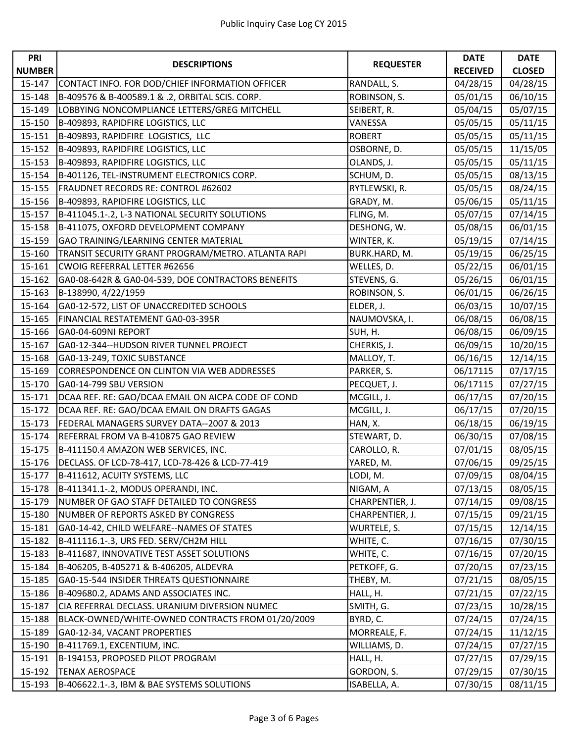# Public Inquiry Case Log CY 2015

| PRI NUMBER | DESCRIPTIONS | REQUESTER | DATE RECEIVED | DATE CLOSED |
|---|---|---|---|---|
| 15-147 | CONTACT INFO. FOR DOD/CHIEF INFORMATION OFFICER | RANDALL, S. | 04/28/15 | 04/28/15 |
| 15-148 | B-409576 & B-400589.1 & .2, ORBITAL SCIS. CORP. | ROBINSON, S. | 05/01/15 | 06/10/15 |
| 15-149 | LOBBYING NONCOMPLIANCE LETTERS/GREG MITCHELL | SEIBERT, R. | 05/04/15 | 05/07/15 |
| 15-150 | B-409893, RAPIDFIRE LOGISTICS, LLC | VANESSA | 05/05/15 | 05/11/15 |
| 15-151 | B-409893, RAPIDFIRE LOGISTICS, LLC | ROBERT | 05/05/15 | 05/11/15 |
| 15-152 | B-409893, RAPIDFIRE LOGISTICS, LLC | OSBORNE, D. | 05/05/15 | 11/15/05 |
| 15-153 | B-409893, RAPIDFIRE LOGISTICS, LLC | OLANDS, J. | 05/05/15 | 05/11/15 |
| 15-154 | B-401126, TEL-INSTRUMENT ELECTRONICS CORP. | SCHUM, D. | 05/05/15 | 08/13/15 |
| 15-155 | FRAUDNET RECORDS RE: CONTROL #62602 | RYTLEWSKI, R. | 05/05/15 | 08/24/15 |
| 15-156 | B-409893, RAPIDFIRE LOGISTICS, LLC | GRADY, M. | 05/06/15 | 05/11/15 |
| 15-157 | B-411045.1-.2, L-3 NATIONAL SECURITY SOLUTIONS | FLING, M. | 05/07/15 | 07/14/15 |
| 15-158 | B-411075, OXFORD DEVELOPMENT COMPANY | DESHONG, W. | 05/08/15 | 06/01/15 |
| 15-159 | GAO TRAINING/LEARNING CENTER MATERIAL | WINTER, K. | 05/19/15 | 07/14/15 |
| 15-160 | TRANSIT SECURITY GRANT PROGRAM/METRO. ATLANTA RAPI | BURK.HARD, M. | 05/19/15 | 06/25/15 |
| 15-161 | CWOIG REFERRAL LETTER #62656 | WELLES, D. | 05/22/15 | 06/01/15 |
| 15-162 | GA0-08-642R & GA0-04-539, DOE CONTRACTORS BENEFITS | STEVENS, G. | 05/26/15 | 06/01/15 |
| 15-163 | B-138990, 4/22/1959 | ROBINSON, S. | 06/01/15 | 06/26/15 |
| 15-164 | GA0-12-572, LIST OF UNACCREDITED SCHOOLS | ELDER, J. | 06/03/15 | 10/07/15 |
| 15-165 | FINANCIAL RESTATEMENT GA0-03-395R | NAUMOVSKA, I. | 06/08/15 | 06/08/15 |
| 15-166 | GA0-04-609NI REPORT | SUH, H. | 06/08/15 | 06/09/15 |
| 15-167 | GA0-12-344--HUDSON RIVER TUNNEL PROJECT | CHERKIS, J. | 06/09/15 | 10/20/15 |
| 15-168 | GA0-13-249, TOXIC SUBSTANCE | MALLOY, T. | 06/16/15 | 12/14/15 |
| 15-169 | CORRESPONDENCE ON CLINTON VIA WEB ADDRESSES | PARKER, S. | 06/17115 | 07/17/15 |
| 15-170 | GA0-14-799 SBU VERSION | PECQUET, J. | 06/17115 | 07/27/15 |
| 15-171 | DCAA REF. RE: GAO/DCAA EMAIL ON AICPA CODE OF COND | MCGILL, J. | 06/17/15 | 07/20/15 |
| 15-172 | DCAA REF. RE: GAO/DCAA EMAIL ON DRAFTS GAGAS | MCGILL, J. | 06/17/15 | 07/20/15 |
| 15-173 | FEDERAL MANAGERS SURVEY DATA--2007 & 2013 | HAN, X. | 06/18/15 | 06/19/15 |
| 15-174 | REFERRAL FROM VA B-410875 GAO REVIEW | STEWART, D. | 06/30/15 | 07/08/15 |
| 15-175 | B-411150.4 AMAZON WEB SERVICES, INC. | CAROLLO, R. | 07/01/15 | 08/05/15 |
| 15-176 | DECLASS. OF LCD-78-417, LCD-78-426 & LCD-77-419 | YARED, M. | 07/06/15 | 09/25/15 |
| 15-177 | B-411612, ACUITY SYSTEMS, LLC | LODI, M. | 07/09/15 | 08/04/15 |
| 15-178 | B-411341.1-.2, MODUS OPERANDI, INC. | NIGAM, A | 07/13/15 | 08/05/15 |
| 15-179 | NUMBER OF GAO STAFF DETAILED TO CONGRESS | CHARPENTIER, J. | 07/14/15 | 09/08/15 |
| 15-180 | NUMBER OF REPORTS ASKED BY CONGRESS | CHARPENTIER, J. | 07/15/15 | 09/21/15 |
| 15-181 | GA0-14-42, CHILD WELFARE--NAMES OF STATES | WURTELE, S. | 07/15/15 | 12/14/15 |
| 15-182 | B-411116.1-.3, URS FED. SERV/CH2M HILL | WHITE, C. | 07/16/15 | 07/30/15 |
| 15-183 | B-411687, INNOVATIVE TEST ASSET SOLUTIONS | WHITE, C. | 07/16/15 | 07/20/15 |
| 15-184 | B-406205, B-405271 & B-406205, ALDEVRA | PETKOFF, G. | 07/20/15 | 07/23/15 |
| 15-185 | GA0-15-544 INSIDER THREATS QUESTIONNAIRE | THEBY, M. | 07/21/15 | 08/05/15 |
| 15-186 | B-409680.2, ADAMS AND ASSOCIATES INC. | HALL, H. | 07/21/15 | 07/22/15 |
| 15-187 | CIA REFERRAL DECLASS. URANIUM DIVERSION NUMEC | SMITH, G. | 07/23/15 | 10/28/15 |
| 15-188 | BLACK-OWNED/WHITE-OWNED CONTRACTS FROM 01/20/2009 | BYRD, C. | 07/24/15 | 07/24/15 |
| 15-189 | GA0-12-34, VACANT PROPERTIES | MORREALE, F. | 07/24/15 | 11/12/15 |
| 15-190 | B-411769.1, EXCENTIUM, INC. | WILLIAMS, D. | 07/24/15 | 07/27/15 |
| 15-191 | B-194153, PROPOSED PILOT PROGRAM | HALL, H. | 07/27/15 | 07/29/15 |
| 15-192 | TENAX AEROSPACE | GORDON, S. | 07/29/15 | 07/30/15 |
| 15-193 | B-406622.1-.3, IBM & BAE SYSTEMS SOLUTIONS | ISABELLA, A. | 07/30/15 | 08/11/15 |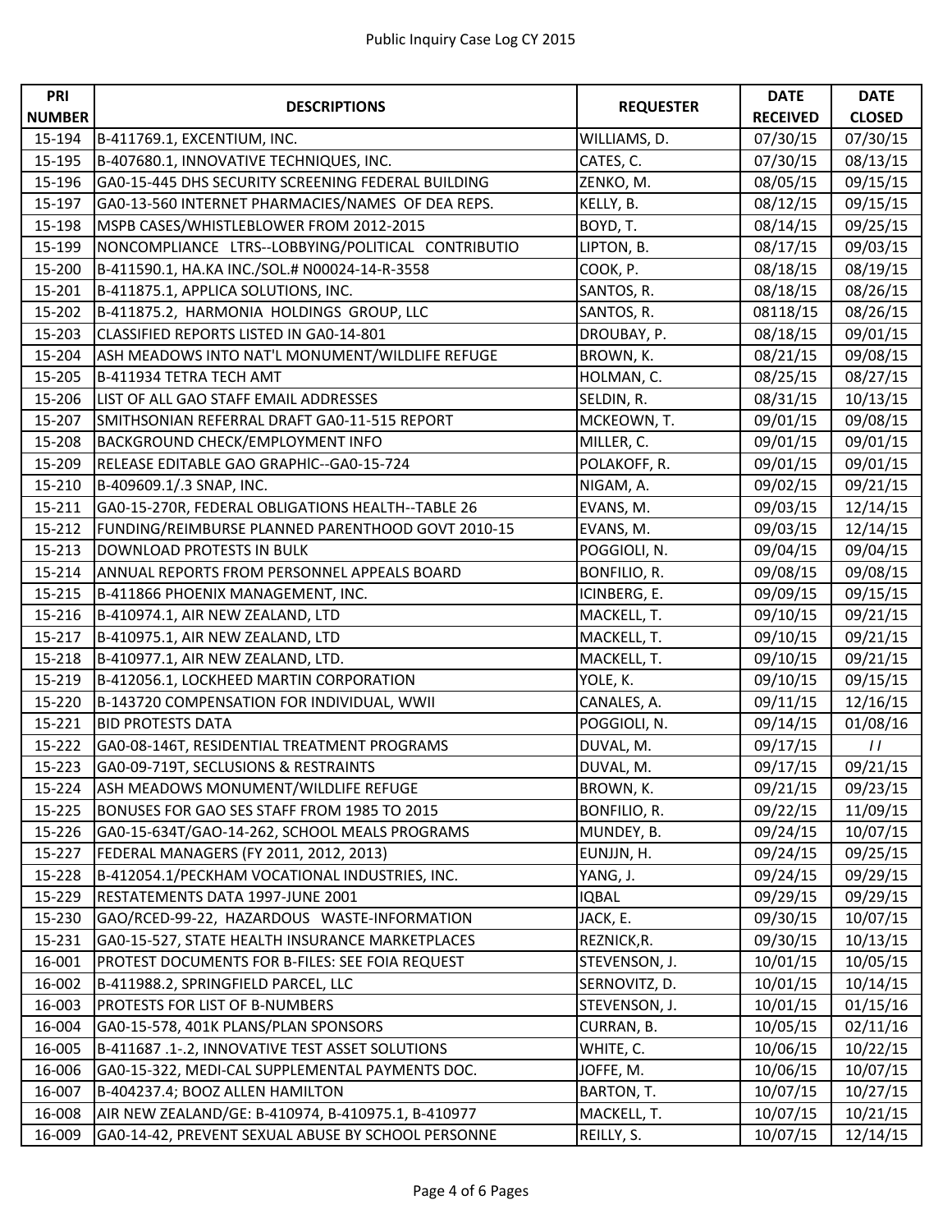# Public Inquiry Case Log CY 2015

| PRI NUMBER | DESCRIPTIONS | REQUESTER | DATE RECEIVED | DATE CLOSED |
|---|---|---|---|---|
| 15-194 | B-411769.1, EXCENTIUM, INC. | WILLIAMS, D. | 07/30/15 | 07/30/15 |
| 15-195 | B-407680.1, INNOVATIVE TECHNIQUES, INC. | CATES, C. | 07/30/15 | 08/13/15 |
| 15-196 | GA0-15-445 DHS SECURITY SCREENING FEDERAL BUILDING | ZENKO, M. | 08/05/15 | 09/15/15 |
| 15-197 | GA0-13-560 INTERNET PHARMACIES/NAMES OF DEA REPS. | KELLY, B. | 08/12/15 | 09/15/15 |
| 15-198 | MSPB CASES/WHISTLEBLOWER FROM 2012-2015 | BOYD, T. | 08/14/15 | 09/25/15 |
| 15-199 | NONCOMPLIANCE LTRS--LOBBYING/POLITICAL CONTRIBUTIO | LIPTON, B. | 08/17/15 | 09/03/15 |
| 15-200 | B-411590.1, HA.KA INC./SOL.# N00024-14-R-3558 | COOK, P. | 08/18/15 | 08/19/15 |
| 15-201 | B-411875.1, APPLICA SOLUTIONS, INC. | SANTOS, R. | 08/18/15 | 08/26/15 |
| 15-202 | B-411875.2, HARMONIA HOLDINGS GROUP, LLC | SANTOS, R. | 08118/15 | 08/26/15 |
| 15-203 | CLASSIFIED REPORTS LISTED IN GA0-14-801 | DROUBAY, P. | 08/18/15 | 09/01/15 |
| 15-204 | ASH MEADOWS INTO NAT'L MONUMENT/WILDLIFE REFUGE | BROWN, K. | 08/21/15 | 09/08/15 |
| 15-205 | B-411934 TETRA TECH AMT | HOLMAN, C. | 08/25/15 | 08/27/15 |
| 15-206 | LIST OF ALL GAO STAFF EMAIL ADDRESSES | SELDIN, R. | 08/31/15 | 10/13/15 |
| 15-207 | SMITHSONIAN REFERRAL DRAFT GA0-11-515 REPORT | MCKEOWN, T. | 09/01/15 | 09/08/15 |
| 15-208 | BACKGROUND CHECK/EMPLOYMENT INFO | MILLER, C. | 09/01/15 | 09/01/15 |
| 15-209 | RELEASE EDITABLE GAO GRAPHIC--GA0-15-724 | POLAKOFF, R. | 09/01/15 | 09/01/15 |
| 15-210 | B-409609.1/.3 SNAP, INC. | NIGAM, A. | 09/02/15 | 09/21/15 |
| 15-211 | GA0-15-270R, FEDERAL OBLIGATIONS HEALTH--TABLE 26 | EVANS, M. | 09/03/15 | 12/14/15 |
| 15-212 | FUNDING/REIMBURSE PLANNED PARENTHOOD GOVT 2010-15 | EVANS, M. | 09/03/15 | 12/14/15 |
| 15-213 | DOWNLOAD PROTESTS IN BULK | POGGIOLI, N. | 09/04/15 | 09/04/15 |
| 15-214 | ANNUAL REPORTS FROM PERSONNEL APPEALS BOARD | BONFILIO, R. | 09/08/15 | 09/08/15 |
| 15-215 | B-411866 PHOENIX MANAGEMENT, INC. | ICINBERG, E. | 09/09/15 | 09/15/15 |
| 15-216 | B-410974.1, AIR NEW ZEALAND, LTD | MACKELL, T. | 09/10/15 | 09/21/15 |
| 15-217 | B-410975.1, AIR NEW ZEALAND, LTD | MACKELL, T. | 09/10/15 | 09/21/15 |
| 15-218 | B-410977.1, AIR NEW ZEALAND, LTD. | MACKELL, T. | 09/10/15 | 09/21/15 |
| 15-219 | B-412056.1, LOCKHEED MARTIN CORPORATION | YOLE, K. | 09/10/15 | 09/15/15 |
| 15-220 | B-143720 COMPENSATION FOR INDIVIDUAL, WWII | CANALES, A. | 09/11/15 | 12/16/15 |
| 15-221 | BID PROTESTS DATA | POGGIOLI, N. | 09/14/15 | 01/08/16 |
| 15-222 | GA0-08-146T, RESIDENTIAL TREATMENT PROGRAMS | DUVAL, M. | 09/17/15 | / / |
| 15-223 | GA0-09-719T, SECLUSIONS & RESTRAINTS | DUVAL, M. | 09/17/15 | 09/21/15 |
| 15-224 | ASH MEADOWS MONUMENT/WILDLIFE REFUGE | BROWN, K. | 09/21/15 | 09/23/15 |
| 15-225 | BONUSES FOR GAO SES STAFF FROM 1985 TO 2015 | BONFILIO, R. | 09/22/15 | 11/09/15 |
| 15-226 | GA0-15-634T/GAO-14-262, SCHOOL MEALS PROGRAMS | MUNDEY, B. | 09/24/15 | 10/07/15 |
| 15-227 | FEDERAL MANAGERS (FY 2011, 2012, 2013) | EUNJJN, H. | 09/24/15 | 09/25/15 |
| 15-228 | B-412054.1/PECKHAM VOCATIONAL INDUSTRIES, INC. | YANG, J. | 09/24/15 | 09/29/15 |
| 15-229 | RESTATEMENTS DATA 1997-JUNE 2001 | IQBAL | 09/29/15 | 09/29/15 |
| 15-230 | GAO/RCED-99-22, HAZARDOUS WASTE-INFORMATION | JACK, E. | 09/30/15 | 10/07/15 |
| 15-231 | GA0-15-527, STATE HEALTH INSURANCE MARKETPLACES | REZNICK,R. | 09/30/15 | 10/13/15 |
| 16-001 | PROTEST DOCUMENTS FOR B-FILES: SEE FOIA REQUEST | STEVENSON, J. | 10/01/15 | 10/05/15 |
| 16-002 | B-411988.2, SPRINGFIELD PARCEL, LLC | SERNOVITZ, D. | 10/01/15 | 10/14/15 |
| 16-003 | PROTESTS FOR LIST OF B-NUMBERS | STEVENSON, J. | 10/01/15 | 01/15/16 |
| 16-004 | GA0-15-578, 401K PLANS/PLAN SPONSORS | CURRAN, B. | 10/05/15 | 02/11/16 |
| 16-005 | B-411687 .1-.2, INNOVATIVE TEST ASSET SOLUTIONS | WHITE, C. | 10/06/15 | 10/22/15 |
| 16-006 | GA0-15-322, MEDI-CAL SUPPLEMENTAL PAYMENTS DOC. | JOFFE, M. | 10/06/15 | 10/07/15 |
| 16-007 | B-404237.4; BOOZ ALLEN HAMILTON | BARTON, T. | 10/07/15 | 10/27/15 |
| 16-008 | AIR NEW ZEALAND/GE: B-410974, B-410975.1, B-410977 | MACKELL, T. | 10/07/15 | 10/21/15 |
| 16-009 | GA0-14-42, PREVENT SEXUAL ABUSE BY SCHOOL PERSONNE | REILLY, S. | 10/07/15 | 12/14/15 |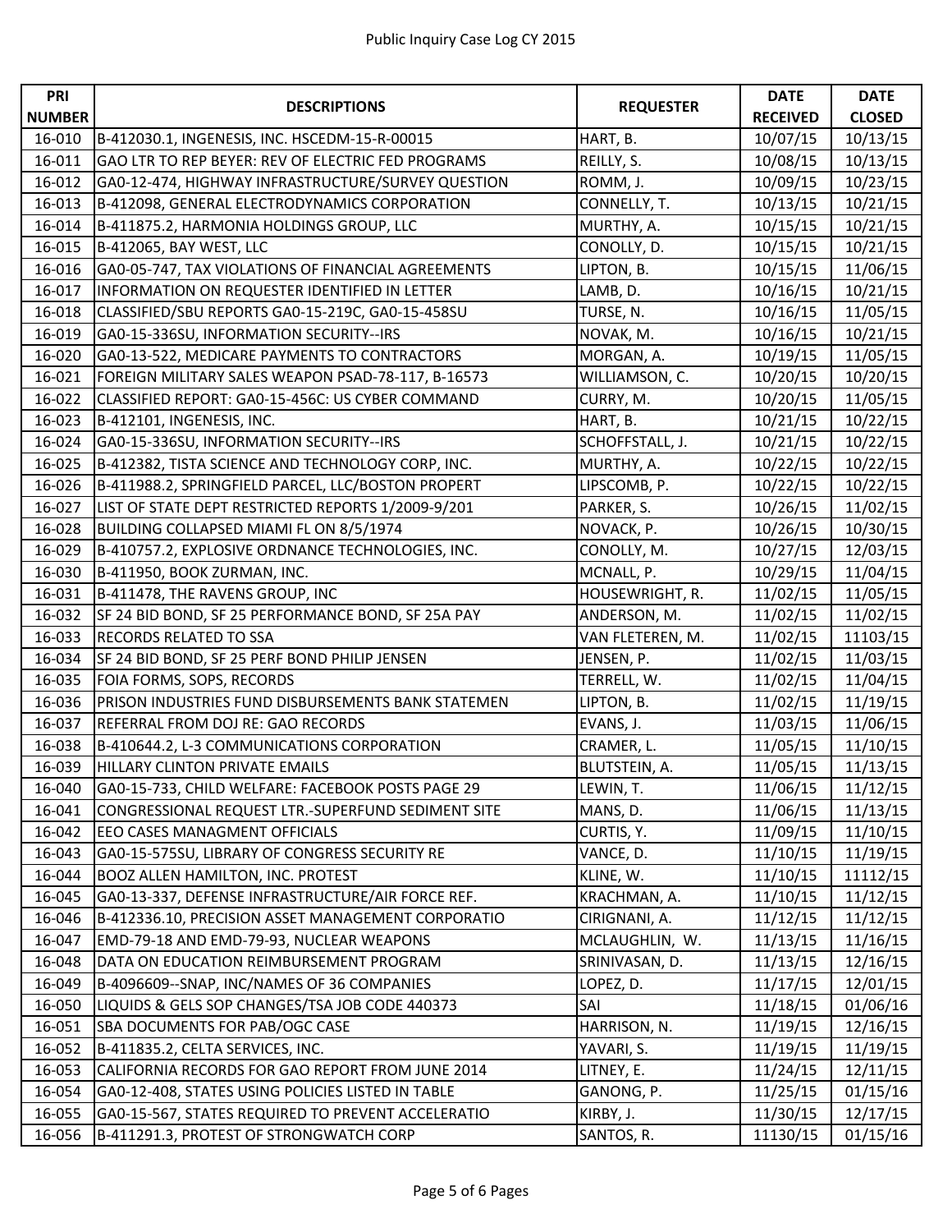# Public Inquiry Case Log CY 2015

| PRI NUMBER | DESCRIPTIONS | REQUESTER | DATE RECEIVED | DATE CLOSED |
|---|---|---|---|---|
| 16-010 | B-412030.1, INGENESIS, INC. HSCEDM-15-R-00015 | HART, B. | 10/07/15 | 10/13/15 |
| 16-011 | GAO LTR TO REP BEYER: REV OF ELECTRIC FED PROGRAMS | REILLY, S. | 10/08/15 | 10/13/15 |
| 16-012 | GA0-12-474, HIGHWAY INFRASTRUCTURE/SURVEY QUESTION | ROMM, J. | 10/09/15 | 10/23/15 |
| 16-013 | B-412098, GENERAL ELECTRODYNAMICS CORPORATION | CONNELLY, T. | 10/13/15 | 10/21/15 |
| 16-014 | B-411875.2, HARMONIA HOLDINGS GROUP, LLC | MURTHY, A. | 10/15/15 | 10/21/15 |
| 16-015 | B-412065, BAY WEST, LLC | CONOLLY, D. | 10/15/15 | 10/21/15 |
| 16-016 | GA0-05-747, TAX VIOLATIONS OF FINANCIAL AGREEMENTS | LIPTON, B. | 10/15/15 | 11/06/15 |
| 16-017 | INFORMATION ON REQUESTER IDENTIFIED IN LETTER | LAMB, D. | 10/16/15 | 10/21/15 |
| 16-018 | CLASSIFIED/SBU REPORTS GA0-15-219C, GA0-15-458SU | TURSE, N. | 10/16/15 | 11/05/15 |
| 16-019 | GA0-15-336SU, INFORMATION SECURITY--IRS | NOVAK, M. | 10/16/15 | 10/21/15 |
| 16-020 | GA0-13-522, MEDICARE PAYMENTS TO CONTRACTORS | MORGAN, A. | 10/19/15 | 11/05/15 |
| 16-021 | FOREIGN MILITARY SALES WEAPON PSAD-78-117, B-16573 | WILLIAMSON, C. | 10/20/15 | 10/20/15 |
| 16-022 | CLASSIFIED REPORT: GA0-15-456C: US CYBER COMMAND | CURRY, M. | 10/20/15 | 11/05/15 |
| 16-023 | B-412101, INGENESIS, INC. | HART, B. | 10/21/15 | 10/22/15 |
| 16-024 | GA0-15-336SU, INFORMATION SECURITY--IRS | SCHOFFSTALL, J. | 10/21/15 | 10/22/15 |
| 16-025 | B-412382, TISTA SCIENCE AND TECHNOLOGY CORP, INC. | MURTHY, A. | 10/22/15 | 10/22/15 |
| 16-026 | B-411988.2, SPRINGFIELD PARCEL, LLC/BOSTON PROPERT | LIPSCOMB, P. | 10/22/15 | 10/22/15 |
| 16-027 | LIST OF STATE DEPT RESTRICTED REPORTS 1/2009-9/201 | PARKER, S. | 10/26/15 | 11/02/15 |
| 16-028 | BUILDING COLLAPSED MIAMI FL ON 8/5/1974 | NOVACK, P. | 10/26/15 | 10/30/15 |
| 16-029 | B-410757.2, EXPLOSIVE ORDNANCE TECHNOLOGIES, INC. | CONOLLY, M. | 10/27/15 | 12/03/15 |
| 16-030 | B-411950, BOOK ZURMAN, INC. | MCNALL, P. | 10/29/15 | 11/04/15 |
| 16-031 | B-411478, THE RAVENS GROUP, INC | HOUSEWRIGHT, R. | 11/02/15 | 11/05/15 |
| 16-032 | SF 24 BID BOND, SF 25 PERFORMANCE BOND, SF 25A PAY | ANDERSON, M. | 11/02/15 | 11/02/15 |
| 16-033 | RECORDS RELATED TO SSA | VAN FLETEREN, M. | 11/02/15 | 11103/15 |
| 16-034 | SF 24 BID BOND, SF 25 PERF BOND PHILIP JENSEN | JENSEN, P. | 11/02/15 | 11/03/15 |
| 16-035 | FOIA FORMS, SOPS, RECORDS | TERRELL, W. | 11/02/15 | 11/04/15 |
| 16-036 | PRISON INDUSTRIES FUND DISBURSEMENTS BANK STATEMEN | LIPTON, B. | 11/02/15 | 11/19/15 |
| 16-037 | REFERRAL FROM DOJ RE: GAO RECORDS | EVANS, J. | 11/03/15 | 11/06/15 |
| 16-038 | B-410644.2, L-3 COMMUNICATIONS CORPORATION | CRAMER, L. | 11/05/15 | 11/10/15 |
| 16-039 | HILLARY CLINTON PRIVATE EMAILS | BLUTSTEIN, A. | 11/05/15 | 11/13/15 |
| 16-040 | GA0-15-733, CHILD WELFARE: FACEBOOK POSTS PAGE 29 | LEWIN, T. | 11/06/15 | 11/12/15 |
| 16-041 | CONGRESSIONAL REQUEST LTR.-SUPERFUND SEDIMENT SITE | MANS, D. | 11/06/15 | 11/13/15 |
| 16-042 | EEO CASES MANAGMENT OFFICIALS | CURTIS, Y. | 11/09/15 | 11/10/15 |
| 16-043 | GA0-15-575SU, LIBRARY OF CONGRESS SECURITY RE | VANCE, D. | 11/10/15 | 11/19/15 |
| 16-044 | BOOZ ALLEN HAMILTON, INC. PROTEST | KLINE, W. | 11/10/15 | 11112/15 |
| 16-045 | GA0-13-337, DEFENSE INFRASTRUCTURE/AIR FORCE REF. | KRACHMAN, A. | 11/10/15 | 11/12/15 |
| 16-046 | B-412336.10, PRECISION ASSET MANAGEMENT CORPORATIO | CIRIGNANI, A. | 11/12/15 | 11/12/15 |
| 16-047 | EMD-79-18 AND EMD-79-93, NUCLEAR WEAPONS | MCLAUGHLIN, W. | 11/13/15 | 11/16/15 |
| 16-048 | DATA ON EDUCATION REIMBURSEMENT PROGRAM | SRINIVASAN, D. | 11/13/15 | 12/16/15 |
| 16-049 | B-4096609--SNAP, INC/NAMES OF 36 COMPANIES | LOPEZ, D. | 11/17/15 | 12/01/15 |
| 16-050 | LIQUIDS & GELS SOP CHANGES/TSA JOB CODE 440373 | SAI | 11/18/15 | 01/06/16 |
| 16-051 | SBA DOCUMENTS FOR PAB/OGC CASE | HARRISON, N. | 11/19/15 | 12/16/15 |
| 16-052 | B-411835.2, CELTA SERVICES, INC. | YAVARI, S. | 11/19/15 | 11/19/15 |
| 16-053 | CALIFORNIA RECORDS FOR GAO REPORT FROM JUNE 2014 | LITNEY, E. | 11/24/15 | 12/11/15 |
| 16-054 | GA0-12-408, STATES USING POLICIES LISTED IN TABLE | GANONG, P. | 11/25/15 | 01/15/16 |
| 16-055 | GA0-15-567, STATES REQUIRED TO PREVENT ACCELERATIO | KIRBY, J. | 11/30/15 | 12/17/15 |
| 16-056 | B-411291.3, PROTEST OF STRONGWATCH CORP | SANTOS, R. | 11130/15 | 01/15/16 |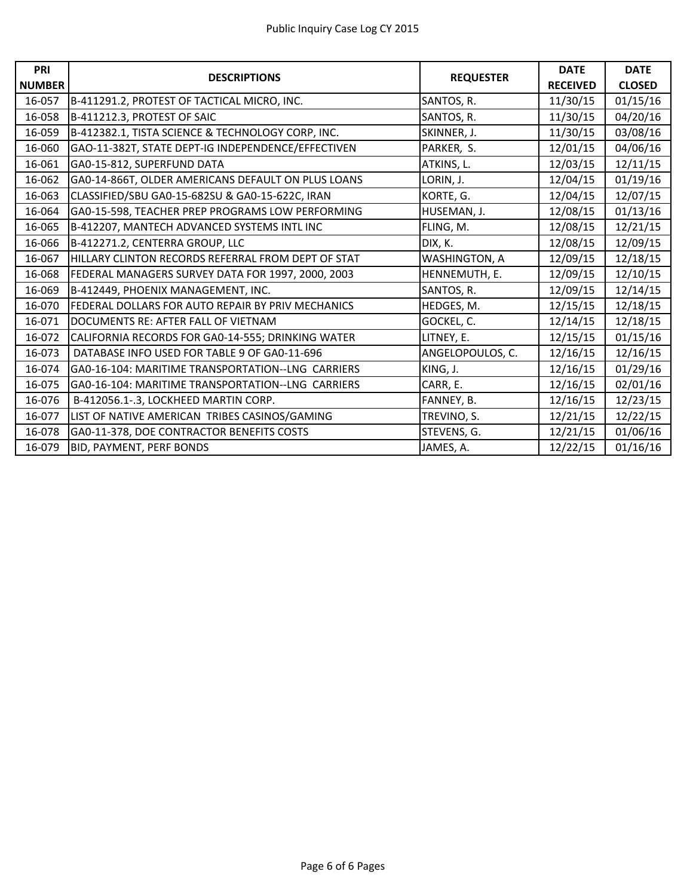# Public Inquiry Case Log CY 2015

| PRI NUMBER | DESCRIPTIONS | REQUESTER | DATE RECEIVED | DATE CLOSED |
|---|---|---|---|---|
| 16-057 | B-411291.2, PROTEST OF TACTICAL MICRO, INC. | SANTOS, R. | 11/30/15 | 01/15/16 |
| 16-058 | B-411212.3, PROTEST OF SAIC | SANTOS, R. | 11/30/15 | 04/20/16 |
| 16-059 | B-412382.1, TISTA SCIENCE & TECHNOLOGY CORP, INC. | SKINNER, J. | 11/30/15 | 03/08/16 |
| 16-060 | GAO-11-382T, STATE DEPT-IG INDEPENDENCE/EFFECTIVEN | PARKER, S. | 12/01/15 | 04/06/16 |
| 16-061 | GA0-15-812, SUPERFUND DATA | ATKINS, L. | 12/03/15 | 12/11/15 |
| 16-062 | GA0-14-866T, OLDER AMERICANS DEFAULT ON PLUS LOANS | LORIN, J. | 12/04/15 | 01/19/16 |
| 16-063 | CLASSIFIED/SBU GA0-15-682SU & GA0-15-622C, IRAN | KORTE, G. | 12/04/15 | 12/07/15 |
| 16-064 | GA0-15-598, TEACHER PREP PROGRAMS LOW PERFORMING | HUSEMAN, J. | 12/08/15 | 01/13/16 |
| 16-065 | B-412207, MANTECH ADVANCED SYSTEMS INTL INC | FLING, M. | 12/08/15 | 12/21/15 |
| 16-066 | B-412271.2, CENTERRA GROUP, LLC | DIX, K. | 12/08/15 | 12/09/15 |
| 16-067 | HILLARY CLINTON RECORDS REFERRAL FROM DEPT OF STAT | WASHINGTON, A | 12/09/15 | 12/18/15 |
| 16-068 | FEDERAL MANAGERS SURVEY DATA FOR 1997, 2000, 2003 | HENNEMUTH, E. | 12/09/15 | 12/10/15 |
| 16-069 | B-412449, PHOENIX MANAGEMENT, INC. | SANTOS, R. | 12/09/15 | 12/14/15 |
| 16-070 | FEDERAL DOLLARS FOR AUTO REPAIR BY PRIV MECHANICS | HEDGES, M. | 12/15/15 | 12/18/15 |
| 16-071 | DOCUMENTS RE: AFTER FALL OF VIETNAM | GOCKEL, C. | 12/14/15 | 12/18/15 |
| 16-072 | CALIFORNIA RECORDS FOR GA0-14-555; DRINKING WATER | LITNEY, E. | 12/15/15 | 01/15/16 |
| 16-073 | DATABASE INFO USED FOR TABLE 9 OF GA0-11-696 | ANGELOPOULOS, C. | 12/16/15 | 12/16/15 |
| 16-074 | GA0-16-104: MARITIME TRANSPORTATION--LNG CARRIERS | KING, J. | 12/16/15 | 01/29/16 |
| 16-075 | GA0-16-104: MARITIME TRANSPORTATION--LNG CARRIERS | CARR, E. | 12/16/15 | 02/01/16 |
| 16-076 | B-412056.1-.3, LOCKHEED MARTIN CORP. | FANNEY, B. | 12/16/15 | 12/23/15 |
| 16-077 | LIST OF NATIVE AMERICAN TRIBES CASINOS/GAMING | TREVINO, S. | 12/21/15 | 12/22/15 |
| 16-078 | GA0-11-378, DOE CONTRACTOR BENEFITS COSTS | STEVENS, G. | 12/21/15 | 01/06/16 |
| 16-079 | BID, PAYMENT, PERF BONDS | JAMES, A. | 12/22/15 | 01/16/16 |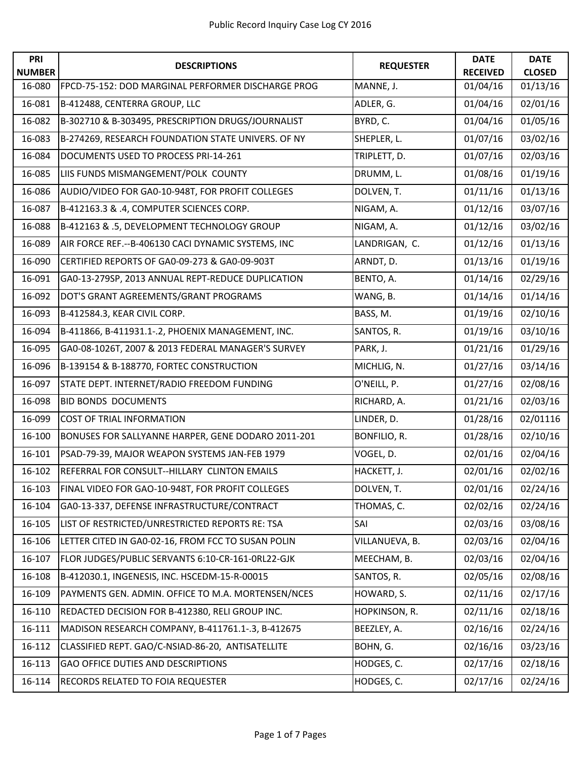# Public Record Inquiry Case Log CY 2016

| PRI NUMBER | DESCRIPTIONS | REQUESTER | DATE RECEIVED | DATE CLOSED |
|---|---|---|---|---|
| 16-080 | FPCD-75-152: DOD MARGINAL PERFORMER DISCHARGE PROG | MANNE, J. | 01/04/16 | 01/13/16 |
| 16-081 | B-412488, CENTERRA GROUP, LLC | ADLER, G. | 01/04/16 | 02/01/16 |
| 16-082 | B-302710 & B-303495, PRESCRIPTION DRUGS/JOURNALIST | BYRD, C. | 01/04/16 | 01/05/16 |
| 16-083 | B-274269, RESEARCH FOUNDATION STATE UNIVERS. OF NY | SHEPLER, L. | 01/07/16 | 03/02/16 |
| 16-084 | DOCUMENTS USED TO PROCESS PRI-14-261 | TRIPLETT, D. | 01/07/16 | 02/03/16 |
| 16-085 | LIIS FUNDS MISMANGEMENT/POLK COUNTY | DRUMM, L. | 01/08/16 | 01/19/16 |
| 16-086 | AUDIO/VIDEO FOR GA0-10-948T, FOR PROFIT COLLEGES | DOLVEN, T. | 01/11/16 | 01/13/16 |
| 16-087 | B-412163.3 & .4, COMPUTER SCIENCES CORP. | NIGAM, A. | 01/12/16 | 03/07/16 |
| 16-088 | B-412163 & .5, DEVELOPMENT TECHNOLOGY GROUP | NIGAM, A. | 01/12/16 | 03/02/16 |
| 16-089 | AIR FORCE REF.--B-406130 CACI DYNAMIC SYSTEMS, INC | LANDRIGAN, C. | 01/12/16 | 01/13/16 |
| 16-090 | CERTIFIED REPORTS OF GA0-09-273 & GA0-09-903T | ARNDT, D. | 01/13/16 | 01/19/16 |
| 16-091 | GA0-13-279SP, 2013 ANNUAL REPT-REDUCE DUPLICATION | BENTO, A. | 01/14/16 | 02/29/16 |
| 16-092 | DOT'S GRANT AGREEMENTS/GRANT PROGRAMS | WANG, B. | 01/14/16 | 01/14/16 |
| 16-093 | B-412584.3, KEAR CIVIL CORP. | BASS, M. | 01/19/16 | 02/10/16 |
| 16-094 | B-411866, B-411931.1-.2, PHOENIX MANAGEMENT, INC. | SANTOS, R. | 01/19/16 | 03/10/16 |
| 16-095 | GA0-08-1026T, 2007 & 2013 FEDERAL MANAGER'S SURVEY | PARK, J. | 01/21/16 | 01/29/16 |
| 16-096 | B-139154 & B-188770, FORTEC CONSTRUCTION | MICHLIG, N. | 01/27/16 | 03/14/16 |
| 16-097 | STATE DEPT. INTERNET/RADIO FREEDOM FUNDING | O'NEILL, P. | 01/27/16 | 02/08/16 |
| 16-098 | BID BONDS DOCUMENTS | RICHARD, A. | 01/21/16 | 02/03/16 |
| 16-099 | COST OF TRIAL INFORMATION | LINDER, D. | 01/28/16 | 02/01116 |
| 16-100 | BONUSES FOR SALLYANNE HARPER, GENE DODARO 2011-201 | BONFILIO, R. | 01/28/16 | 02/10/16 |
| 16-101 | PSAD-79-39, MAJOR WEAPON SYSTEMS JAN-FEB 1979 | VOGEL, D. | 02/01/16 | 02/04/16 |
| 16-102 | REFERRAL FOR CONSULT--HILLARY CLINTON EMAILS | HACKETT, J. | 02/01/16 | 02/02/16 |
| 16-103 | FINAL VIDEO FOR GAO-10-948T, FOR PROFIT COLLEGES | DOLVEN, T. | 02/01/16 | 02/24/16 |
| 16-104 | GA0-13-337, DEFENSE INFRASTRUCTURE/CONTRACT | THOMAS, C. | 02/02/16 | 02/24/16 |
| 16-105 | LIST OF RESTRICTED/UNRESTRICTED REPORTS RE: TSA | SAI | 02/03/16 | 03/08/16 |
| 16-106 | LETTER CITED IN GA0-02-16, FROM FCC TO SUSAN POLIN | VILLANUEVA, B. | 02/03/16 | 02/04/16 |
| 16-107 | FLOR JUDGES/PUBLIC SERVANTS 6:10-CR-161-0RL22-GJK | MEECHAM, B. | 02/03/16 | 02/04/16 |
| 16-108 | B-412030.1, INGENESIS, INC. HSCEDM-15-R-00015 | SANTOS, R. | 02/05/16 | 02/08/16 |
| 16-109 | PAYMENTS GEN. ADMIN. OFFICE TO M.A. MORTENSEN/NCES | HOWARD, S. | 02/11/16 | 02/17/16 |
| 16-110 | REDACTED DECISION FOR B-412380, RELI GROUP INC. | HOPKINSON, R. | 02/11/16 | 02/18/16 |
| 16-111 | MADISON RESEARCH COMPANY, B-411761.1-.3, B-412675 | BEEZLEY, A. | 02/16/16 | 02/24/16 |
| 16-112 | CLASSIFIED REPT. GAO/C-NSIAD-86-20, ANTISATELLITE | BOHN, G. | 02/16/16 | 03/23/16 |
| 16-113 | GAO OFFICE DUTIES AND DESCRIPTIONS | HODGES, C. | 02/17/16 | 02/18/16 |
| 16-114 | RECORDS RELATED TO FOIA REQUESTER | HODGES, C. | 02/17/16 | 02/24/16 |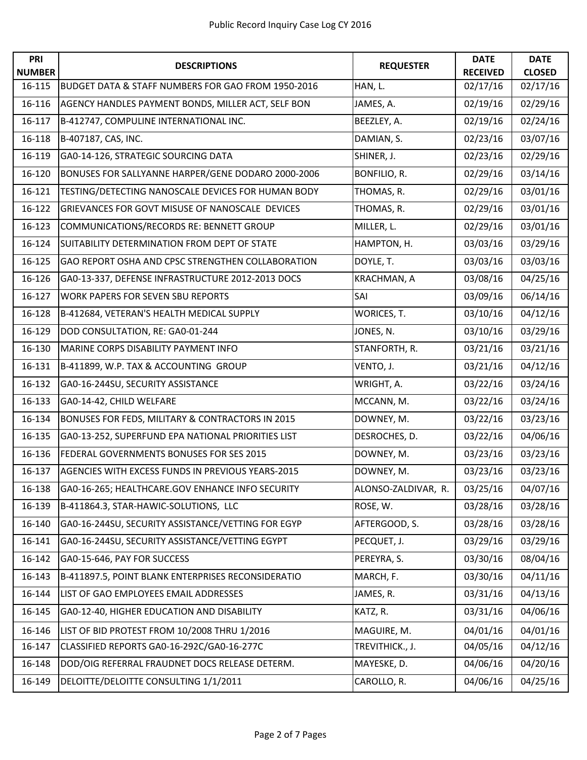# Public Record Inquiry Case Log CY 2016

| PRI NUMBER | DESCRIPTIONS | REQUESTER | DATE RECEIVED | DATE CLOSED |
|---|---|---|---|---|
| 16-115 | BUDGET DATA & STAFF NUMBERS FOR GAO FROM 1950-2016 | HAN, L. | 02/17/16 | 02/17/16 |
| 16-116 | AGENCY HANDLES PAYMENT BONDS, MILLER ACT, SELF BON | JAMES, A. | 02/19/16 | 02/29/16 |
| 16-117 | B-412747, COMPULINE INTERNATIONAL INC. | BEEZLEY, A. | 02/19/16 | 02/24/16 |
| 16-118 | B-407187, CAS, INC. | DAMIAN, S. | 02/23/16 | 03/07/16 |
| 16-119 | GA0-14-126, STRATEGIC SOURCING DATA | SHINER, J. | 02/23/16 | 02/29/16 |
| 16-120 | BONUSES FOR SALLYANNE HARPER/GENE DODARO 2000-2006 | BONFILIO, R. | 02/29/16 | 03/14/16 |
| 16-121 | TESTING/DETECTING NANOSCALE DEVICES FOR HUMAN BODY | THOMAS, R. | 02/29/16 | 03/01/16 |
| 16-122 | GRIEVANCES FOR GOVT MISUSE OF NANOSCALE DEVICES | THOMAS, R. | 02/29/16 | 03/01/16 |
| 16-123 | COMMUNICATIONS/RECORDS RE: BENNETT GROUP | MILLER, L. | 02/29/16 | 03/01/16 |
| 16-124 | SUITABILITY DETERMINATION FROM DEPT OF STATE | HAMPTON, H. | 03/03/16 | 03/29/16 |
| 16-125 | GAO REPORT OSHA AND CPSC STRENGTHEN COLLABORATION | DOYLE, T. | 03/03/16 | 03/03/16 |
| 16-126 | GA0-13-337, DEFENSE INFRASTRUCTURE 2012-2013 DOCS | KRACHMAN, A | 03/08/16 | 04/25/16 |
| 16-127 | WORK PAPERS FOR SEVEN SBU REPORTS | SAI | 03/09/16 | 06/14/16 |
| 16-128 | B-412684, VETERAN'S HEALTH MEDICAL SUPPLY | WORICES, T. | 03/10/16 | 04/12/16 |
| 16-129 | DOD CONSULTATION, RE: GA0-01-244 | JONES, N. | 03/10/16 | 03/29/16 |
| 16-130 | MARINE CORPS DISABILITY PAYMENT INFO | STANFORTH, R. | 03/21/16 | 03/21/16 |
| 16-131 | B-411899, W.P. TAX & ACCOUNTING GROUP | VENTO, J. | 03/21/16 | 04/12/16 |
| 16-132 | GA0-16-244SU, SECURITY ASSISTANCE | WRIGHT, A. | 03/22/16 | 03/24/16 |
| 16-133 | GA0-14-42, CHILD WELFARE | MCCANN, M. | 03/22/16 | 03/24/16 |
| 16-134 | BONUSES FOR FEDS, MILITARY & CONTRACTORS IN 2015 | DOWNEY, M. | 03/22/16 | 03/23/16 |
| 16-135 | GA0-13-252, SUPERFUND EPA NATIONAL PRIORITIES LIST | DESROCHES, D. | 03/22/16 | 04/06/16 |
| 16-136 | FEDERAL GOVERNMENTS BONUSES FOR SES 2015 | DOWNEY, M. | 03/23/16 | 03/23/16 |
| 16-137 | AGENCIES WITH EXCESS FUNDS IN PREVIOUS YEARS-2015 | DOWNEY, M. | 03/23/16 | 03/23/16 |
| 16-138 | GA0-16-265; HEALTHCARE.GOV ENHANCE INFO SECURITY | ALONSO-ZALDIVAR, R. | 03/25/16 | 04/07/16 |
| 16-139 | B-411864.3, STAR-HAWIC-SOLUTIONS, LLC | ROSE, W. | 03/28/16 | 03/28/16 |
| 16-140 | GA0-16-244SU, SECURITY ASSISTANCE/VETTING FOR EGYP | AFTERGOOD, S. | 03/28/16 | 03/28/16 |
| 16-141 | GA0-16-244SU, SECURITY ASSISTANCE/VETTING EGYPT | PECQUET, J. | 03/29/16 | 03/29/16 |
| 16-142 | GA0-15-646, PAY FOR SUCCESS | PEREYRA, S. | 03/30/16 | 08/04/16 |
| 16-143 | B-411897.5, POINT BLANK ENTERPRISES RECONSIDERATIO | MARCH, F. | 03/30/16 | 04/11/16 |
| 16-144 | LIST OF GAO EMPLOYEES EMAIL ADDRESSES | JAMES, R. | 03/31/16 | 04/13/16 |
| 16-145 | GA0-12-40, HIGHER EDUCATION AND DISABILITY | KATZ, R. | 03/31/16 | 04/06/16 |
| 16-146 | LIST OF BID PROTEST FROM 10/2008 THRU 1/2016 | MAGUIRE, M. | 04/01/16 | 04/01/16 |
| 16-147 | CLASSIFIED REPORTS GA0-16-292C/GA0-16-277C | TREVITHICK., J. | 04/05/16 | 04/12/16 |
| 16-148 | DOD/OIG REFERRAL FRAUDNET DOCS RELEASE DETERM. | MAYESKE, D. | 04/06/16 | 04/20/16 |
| 16-149 | DELOITTE/DELOITTE CONSULTING 1/1/2011 | CAROLLO, R. | 04/06/16 | 04/25/16 |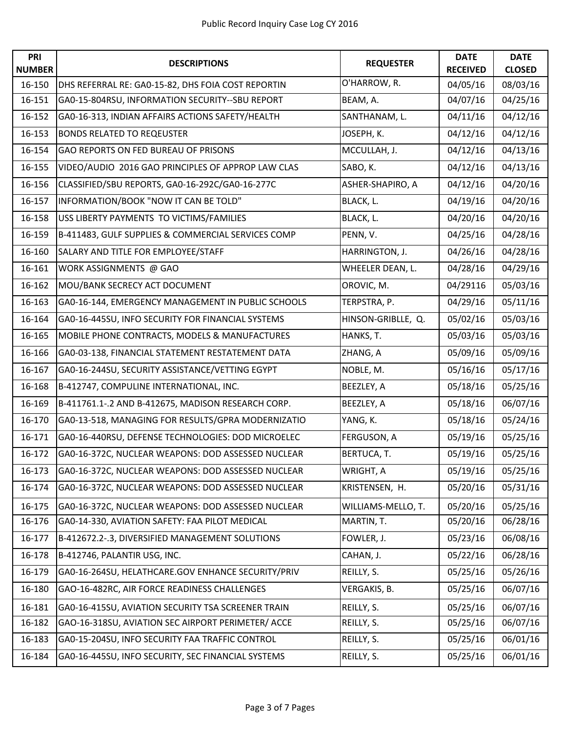# Public Record Inquiry Case Log CY 2016

| PRI NUMBER | DESCRIPTIONS | REQUESTER | DATE RECEIVED | DATE CLOSED |
|---|---|---|---|---|
| 16-150 | DHS REFERRAL RE: GA0-15-82, DHS FOIA COST REPORTIN | O'HARROW, R. | 04/05/16 | 08/03/16 |
| 16-151 | GA0-15-804RSU, INFORMATION SECURITY--SBU REPORT | BEAM, A. | 04/07/16 | 04/25/16 |
| 16-152 | GA0-16-313, INDIAN AFFAIRS ACTIONS SAFETY/HEALTH | SANTHANAM, L. | 04/11/16 | 04/12/16 |
| 16-153 | BONDS RELATED TO REQEUSTER | JOSEPH, K. | 04/12/16 | 04/12/16 |
| 16-154 | GAO REPORTS ON FED BUREAU OF PRISONS | MCCULLAH, J. | 04/12/16 | 04/13/16 |
| 16-155 | VIDEO/AUDIO 2016 GAO PRINCIPLES OF APPROP LAW CLAS | SABO, K. | 04/12/16 | 04/13/16 |
| 16-156 | CLASSIFIED/SBU REPORTS, GA0-16-292C/GA0-16-277C | ASHER-SHAPIRO, A | 04/12/16 | 04/20/16 |
| 16-157 | INFORMATION/BOOK "NOW IT CAN BE TOLD" | BLACK, L. | 04/19/16 | 04/20/16 |
| 16-158 | USS LIBERTY PAYMENTS TO VICTIMS/FAMILIES | BLACK, L. | 04/20/16 | 04/20/16 |
| 16-159 | B-411483, GULF SUPPLIES & COMMERCIAL SERVICES COMP | PENN, V. | 04/25/16 | 04/28/16 |
| 16-160 | SALARY AND TITLE FOR EMPLOYEE/STAFF | HARRINGTON, J. | 04/26/16 | 04/28/16 |
| 16-161 | WORK ASSIGNMENTS @ GAO | WHEELER DEAN, L. | 04/28/16 | 04/29/16 |
| 16-162 | MOU/BANK SECRECY ACT DOCUMENT | OROVIC, M. | 04/29116 | 05/03/16 |
| 16-163 | GA0-16-144, EMERGENCY MANAGEMENT IN PUBLIC SCHOOLS | TERPSTRA, P. | 04/29/16 | 05/11/16 |
| 16-164 | GA0-16-445SU, INFO SECURITY FOR FINANCIAL SYSTEMS | HINSON-GRIBLLE, Q. | 05/02/16 | 05/03/16 |
| 16-165 | MOBILE PHONE CONTRACTS, MODELS & MANUFACTURES | HANKS, T. | 05/03/16 | 05/03/16 |
| 16-166 | GA0-03-138, FINANCIAL STATEMENT RESTATEMENT DATA | ZHANG, A | 05/09/16 | 05/09/16 |
| 16-167 | GA0-16-244SU, SECURITY ASSISTANCE/VETTING EGYPT | NOBLE, M. | 05/16/16 | 05/17/16 |
| 16-168 | B-412747, COMPULINE INTERNATIONAL, INC. | BEEZLEY, A | 05/18/16 | 05/25/16 |
| 16-169 | B-411761.1-.2 AND B-412675, MADISON RESEARCH CORP. | BEEZLEY, A | 05/18/16 | 06/07/16 |
| 16-170 | GA0-13-518, MANAGING FOR RESULTS/GPRA MODERNIZATIO | YANG, K. | 05/18/16 | 05/24/16 |
| 16-171 | GA0-16-440RSU, DEFENSE TECHNOLOGIES: DOD MICROELEC | FERGUSON, A | 05/19/16 | 05/25/16 |
| 16-172 | GA0-16-372C, NUCLEAR WEAPONS: DOD ASSESSED NUCLEAR | BERTUCA, T. | 05/19/16 | 05/25/16 |
| 16-173 | GA0-16-372C, NUCLEAR WEAPONS: DOD ASSESSED NUCLEAR | WRIGHT, A | 05/19/16 | 05/25/16 |
| 16-174 | GA0-16-372C, NUCLEAR WEAPONS: DOD ASSESSED NUCLEAR | KRISTENSEN, H. | 05/20/16 | 05/31/16 |
| 16-175 | GA0-16-372C, NUCLEAR WEAPONS: DOD ASSESSED NUCLEAR | WILLIAMS-MELLO, T. | 05/20/16 | 05/25/16 |
| 16-176 | GA0-14-330, AVIATION SAFETY: FAA PILOT MEDICAL | MARTIN, T. | 05/20/16 | 06/28/16 |
| 16-177 | B-412672.2-.3, DIVERSIFIED MANAGEMENT SOLUTIONS | FOWLER, J. | 05/23/16 | 06/08/16 |
| 16-178 | B-412746, PALANTIR USG, INC. | CAHAN, J. | 05/22/16 | 06/28/16 |
| 16-179 | GA0-16-264SU, HELATHCARE.GOV ENHANCE SECURITY/PRIV | REILLY, S. | 05/25/16 | 05/26/16 |
| 16-180 | GAO-16-482RC, AIR FORCE READINESS CHALLENGES | VERGAKIS, B. | 05/25/16 | 06/07/16 |
| 16-181 | GA0-16-415SU, AVIATION SECURITY TSA SCREENER TRAIN | REILLY, S. | 05/25/16 | 06/07/16 |
| 16-182 | GAO-16-318SU, AVIATION SEC AIRPORT PERIMETER/ ACCE | REILLY, S. | 05/25/16 | 06/07/16 |
| 16-183 | GA0-15-204SU, INFO SECURITY FAA TRAFFIC CONTROL | REILLY, S. | 05/25/16 | 06/01/16 |
| 16-184 | GA0-16-445SU, INFO SECURITY, SEC FINANCIAL SYSTEMS | REILLY, S. | 05/25/16 | 06/01/16 |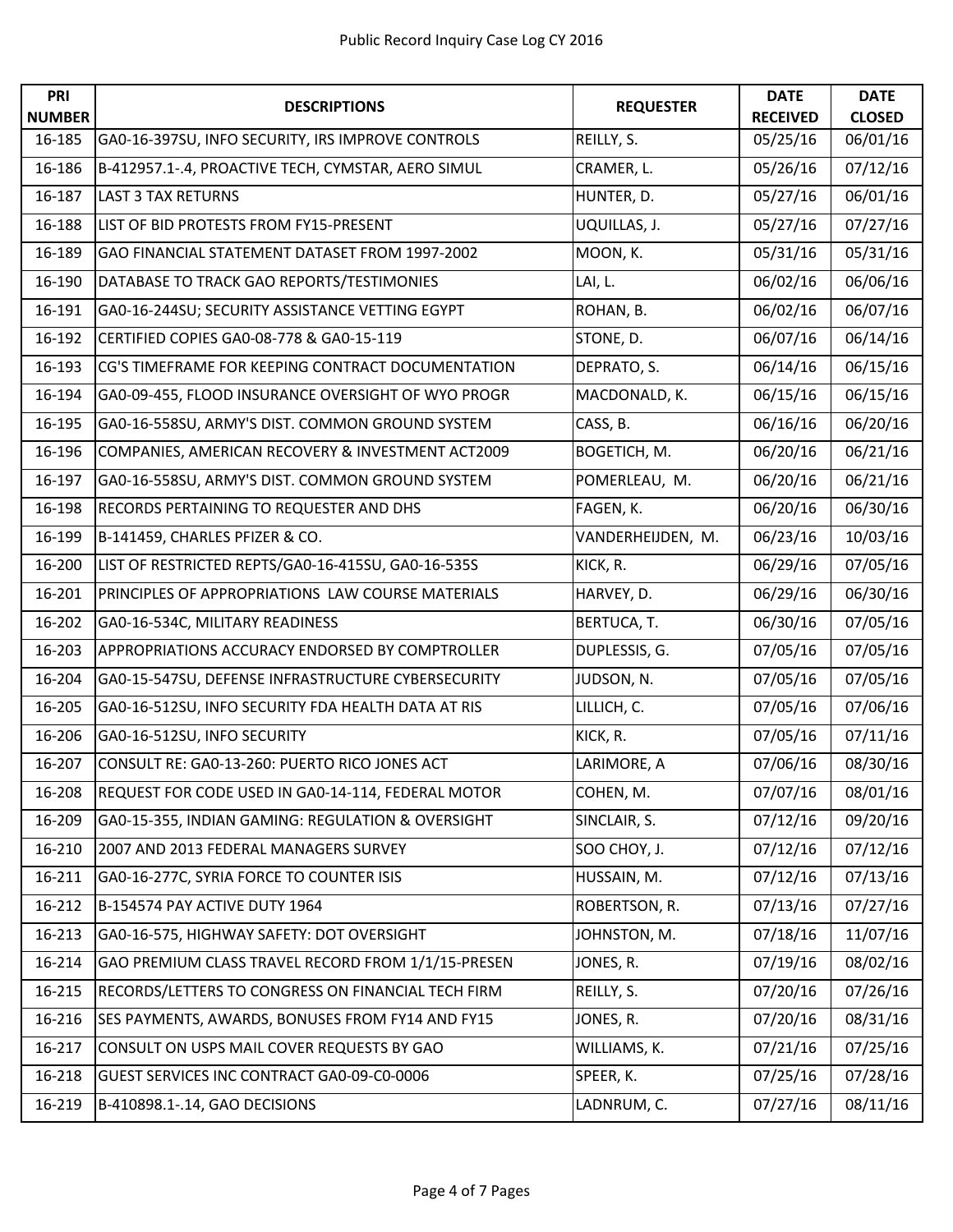# Public Record Inquiry Case Log CY 2016

| PRI NUMBER | DESCRIPTIONS | REQUESTER | DATE RECEIVED | DATE CLOSED |
|---|---|---|---|---|
| 16-185 | GA0-16-397SU, INFO SECURITY, IRS IMPROVE CONTROLS | REILLY, S. | 05/25/16 | 06/01/16 |
| 16-186 | B-412957.1-.4, PROACTIVE TECH, CYMSTAR, AERO SIMUL | CRAMER, L. | 05/26/16 | 07/12/16 |
| 16-187 | LAST 3 TAX RETURNS | HUNTER, D. | 05/27/16 | 06/01/16 |
| 16-188 | LIST OF BID PROTESTS FROM FY15-PRESENT | UQUILLAS, J. | 05/27/16 | 07/27/16 |
| 16-189 | GAO FINANCIAL STATEMENT DATASET FROM 1997-2002 | MOON, K. | 05/31/16 | 05/31/16 |
| 16-190 | DATABASE TO TRACK GAO REPORTS/TESTIMONIES | LAI, L. | 06/02/16 | 06/06/16 |
| 16-191 | GA0-16-244SU; SECURITY ASSISTANCE VETTING EGYPT | ROHAN, B. | 06/02/16 | 06/07/16 |
| 16-192 | CERTIFIED COPIES GA0-08-778 & GA0-15-119 | STONE, D. | 06/07/16 | 06/14/16 |
| 16-193 | CG'S TIMEFRAME FOR KEEPING CONTRACT DOCUMENTATION | DEPRATO, S. | 06/14/16 | 06/15/16 |
| 16-194 | GA0-09-455, FLOOD INSURANCE OVERSIGHT OF WYO PROGR | MACDONALD, K. | 06/15/16 | 06/15/16 |
| 16-195 | GA0-16-558SU, ARMY'S DIST. COMMON GROUND SYSTEM | CASS, B. | 06/16/16 | 06/20/16 |
| 16-196 | COMPANIES, AMERICAN RECOVERY & INVESTMENT ACT2009 | BOGETICH, M. | 06/20/16 | 06/21/16 |
| 16-197 | GA0-16-558SU, ARMY'S DIST. COMMON GROUND SYSTEM | POMERLEAU, M. | 06/20/16 | 06/21/16 |
| 16-198 | RECORDS PERTAINING TO REQUESTER AND DHS | FAGEN, K. | 06/20/16 | 06/30/16 |
| 16-199 | B-141459, CHARLES PFIZER & CO. | VANDERHEIJDEN, M. | 06/23/16 | 10/03/16 |
| 16-200 | LIST OF RESTRICTED REPTS/GA0-16-415SU, GA0-16-535S | KICK, R. | 06/29/16 | 07/05/16 |
| 16-201 | PRINCIPLES OF APPROPRIATIONS LAW COURSE MATERIALS | HARVEY, D. | 06/29/16 | 06/30/16 |
| 16-202 | GA0-16-534C, MILITARY READINESS | BERTUCA, T. | 06/30/16 | 07/05/16 |
| 16-203 | APPROPRIATIONS ACCURACY ENDORSED BY COMPTROLLER | DUPLESSIS, G. | 07/05/16 | 07/05/16 |
| 16-204 | GA0-15-547SU, DEFENSE INFRASTRUCTURE CYBERSECURITY | JUDSON, N. | 07/05/16 | 07/05/16 |
| 16-205 | GA0-16-512SU, INFO SECURITY FDA HEALTH DATA AT RIS | LILLICH, C. | 07/05/16 | 07/06/16 |
| 16-206 | GA0-16-512SU, INFO SECURITY | KICK, R. | 07/05/16 | 07/11/16 |
| 16-207 | CONSULT RE: GA0-13-260: PUERTO RICO JONES ACT | LARIMORE, A | 07/06/16 | 08/30/16 |
| 16-208 | REQUEST FOR CODE USED IN GA0-14-114, FEDERAL MOTOR | COHEN, M. | 07/07/16 | 08/01/16 |
| 16-209 | GA0-15-355, INDIAN GAMING: REGULATION & OVERSIGHT | SINCLAIR, S. | 07/12/16 | 09/20/16 |
| 16-210 | 2007 AND 2013 FEDERAL MANAGERS SURVEY | SOO CHOY, J. | 07/12/16 | 07/12/16 |
| 16-211 | GA0-16-277C, SYRIA FORCE TO COUNTER ISIS | HUSSAIN, M. | 07/12/16 | 07/13/16 |
| 16-212 | B-154574 PAY ACTIVE DUTY 1964 | ROBERTSON, R. | 07/13/16 | 07/27/16 |
| 16-213 | GA0-16-575, HIGHWAY SAFETY: DOT OVERSIGHT | JOHNSTON, M. | 07/18/16 | 11/07/16 |
| 16-214 | GAO PREMIUM CLASS TRAVEL RECORD FROM 1/1/15-PRESEN | JONES, R. | 07/19/16 | 08/02/16 |
| 16-215 | RECORDS/LETTERS TO CONGRESS ON FINANCIAL TECH FIRM | REILLY, S. | 07/20/16 | 07/26/16 |
| 16-216 | SES PAYMENTS, AWARDS, BONUSES FROM FY14 AND FY15 | JONES, R. | 07/20/16 | 08/31/16 |
| 16-217 | CONSULT ON USPS MAIL COVER REQUESTS BY GAO | WILLIAMS, K. | 07/21/16 | 07/25/16 |
| 16-218 | GUEST SERVICES INC CONTRACT GA0-09-C0-0006 | SPEER, K. | 07/25/16 | 07/28/16 |
| 16-219 | B-410898.1-.14, GAO DECISIONS | LADNRUM, C. | 07/27/16 | 08/11/16 |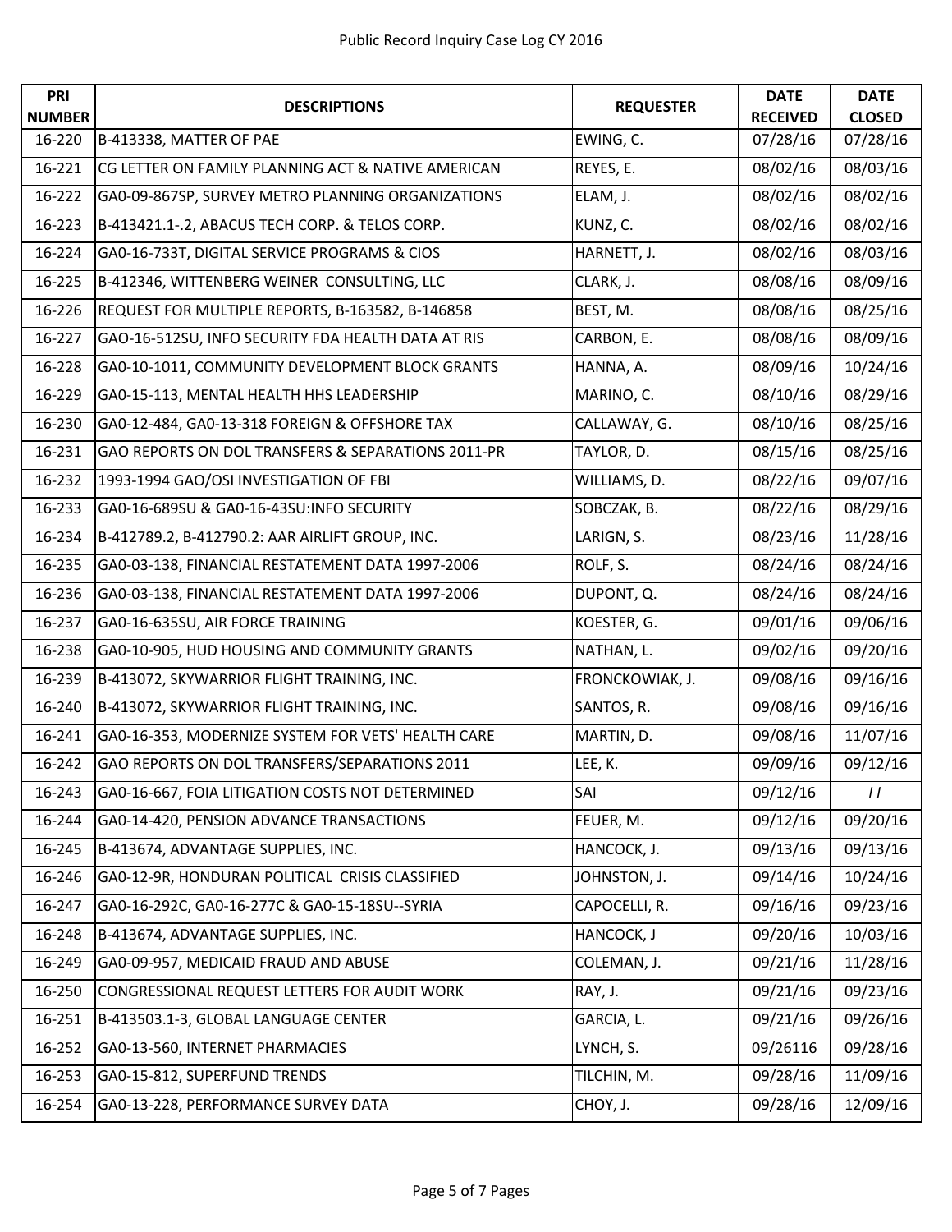# Public Record Inquiry Case Log CY 2016

| PRI NUMBER | DESCRIPTIONS | REQUESTER | DATE RECEIVED | DATE CLOSED |
|---|---|---|---|---|
| 16-220 | B-413338, MATTER OF PAE | EWING, C. | 07/28/16 | 07/28/16 |
| 16-221 | CG LETTER ON FAMILY PLANNING ACT & NATIVE AMERICAN | REYES, E. | 08/02/16 | 08/03/16 |
| 16-222 | GA0-09-867SP, SURVEY METRO PLANNING ORGANIZATIONS | ELAM, J. | 08/02/16 | 08/02/16 |
| 16-223 | B-413421.1-.2, ABACUS TECH CORP. & TELOS CORP. | KUNZ, C. | 08/02/16 | 08/02/16 |
| 16-224 | GA0-16-733T, DIGITAL SERVICE PROGRAMS & CIOS | HARNETT, J. | 08/02/16 | 08/03/16 |
| 16-225 | B-412346, WITTENBERG WEINER CONSULTING, LLC | CLARK, J. | 08/08/16 | 08/09/16 |
| 16-226 | REQUEST FOR MULTIPLE REPORTS, B-163582, B-146858 | BEST, M. | 08/08/16 | 08/25/16 |
| 16-227 | GAO-16-512SU, INFO SECURITY FDA HEALTH DATA AT RIS | CARBON, E. | 08/08/16 | 08/09/16 |
| 16-228 | GA0-10-1011, COMMUNITY DEVELOPMENT BLOCK GRANTS | HANNA, A. | 08/09/16 | 10/24/16 |
| 16-229 | GA0-15-113, MENTAL HEALTH HHS LEADERSHIP | MARINO, C. | 08/10/16 | 08/29/16 |
| 16-230 | GA0-12-484, GA0-13-318 FOREIGN & OFFSHORE TAX | CALLAWAY, G. | 08/10/16 | 08/25/16 |
| 16-231 | GAO REPORTS ON DOL TRANSFERS & SEPARATIONS 2011-PR | TAYLOR, D. | 08/15/16 | 08/25/16 |
| 16-232 | 1993-1994 GAO/OSI INVESTIGATION OF FBI | WILLIAMS, D. | 08/22/16 | 09/07/16 |
| 16-233 | GA0-16-689SU & GA0-16-43SU:INFO SECURITY | SOBCZAK, B. | 08/22/16 | 08/29/16 |
| 16-234 | B-412789.2, B-412790.2: AAR AIRLIFT GROUP, INC. | LARIGN, S. | 08/23/16 | 11/28/16 |
| 16-235 | GA0-03-138, FINANCIAL RESTATEMENT DATA 1997-2006 | ROLF, S. | 08/24/16 | 08/24/16 |
| 16-236 | GA0-03-138, FINANCIAL RESTATEMENT DATA 1997-2006 | DUPONT, Q. | 08/24/16 | 08/24/16 |
| 16-237 | GA0-16-635SU, AIR FORCE TRAINING | KOESTER, G. | 09/01/16 | 09/06/16 |
| 16-238 | GA0-10-905, HUD HOUSING AND COMMUNITY GRANTS | NATHAN, L. | 09/02/16 | 09/20/16 |
| 16-239 | B-413072, SKYWARRIOR FLIGHT TRAINING, INC. | FRONCKOWIAK, J. | 09/08/16 | 09/16/16 |
| 16-240 | B-413072, SKYWARRIOR FLIGHT TRAINING, INC. | SANTOS, R. | 09/08/16 | 09/16/16 |
| 16-241 | GA0-16-353, MODERNIZE SYSTEM FOR VETS' HEALTH CARE | MARTIN, D. | 09/08/16 | 11/07/16 |
| 16-242 | GAO REPORTS ON DOL TRANSFERS/SEPARATIONS 2011 | LEE, K. | 09/09/16 | 09/12/16 |
| 16-243 | GA0-16-667, FOIA LITIGATION COSTS NOT DETERMINED | SAI | 09/12/16 | / / |
| 16-244 | GA0-14-420, PENSION ADVANCE TRANSACTIONS | FEUER, M. | 09/12/16 | 09/20/16 |
| 16-245 | B-413674, ADVANTAGE SUPPLIES, INC. | HANCOCK, J. | 09/13/16 | 09/13/16 |
| 16-246 | GA0-12-9R, HONDURAN POLITICAL CRISIS CLASSIFIED | JOHNSTON, J. | 09/14/16 | 10/24/16 |
| 16-247 | GA0-16-292C, GA0-16-277C & GA0-15-18SU--SYRIA | CAPOCELLI, R. | 09/16/16 | 09/23/16 |
| 16-248 | B-413674, ADVANTAGE SUPPLIES, INC. | HANCOCK, J | 09/20/16 | 10/03/16 |
| 16-249 | GA0-09-957, MEDICAID FRAUD AND ABUSE | COLEMAN, J. | 09/21/16 | 11/28/16 |
| 16-250 | CONGRESSIONAL REQUEST LETTERS FOR AUDIT WORK | RAY, J. | 09/21/16 | 09/23/16 |
| 16-251 | B-413503.1-3, GLOBAL LANGUAGE CENTER | GARCIA, L. | 09/21/16 | 09/26/16 |
| 16-252 | GA0-13-560, INTERNET PHARMACIES | LYNCH, S. | 09/26116 | 09/28/16 |
| 16-253 | GA0-15-812, SUPERFUND TRENDS | TILCHIN, M. | 09/28/16 | 11/09/16 |
| 16-254 | GA0-13-228, PERFORMANCE SURVEY DATA | CHOY, J. | 09/28/16 | 12/09/16 |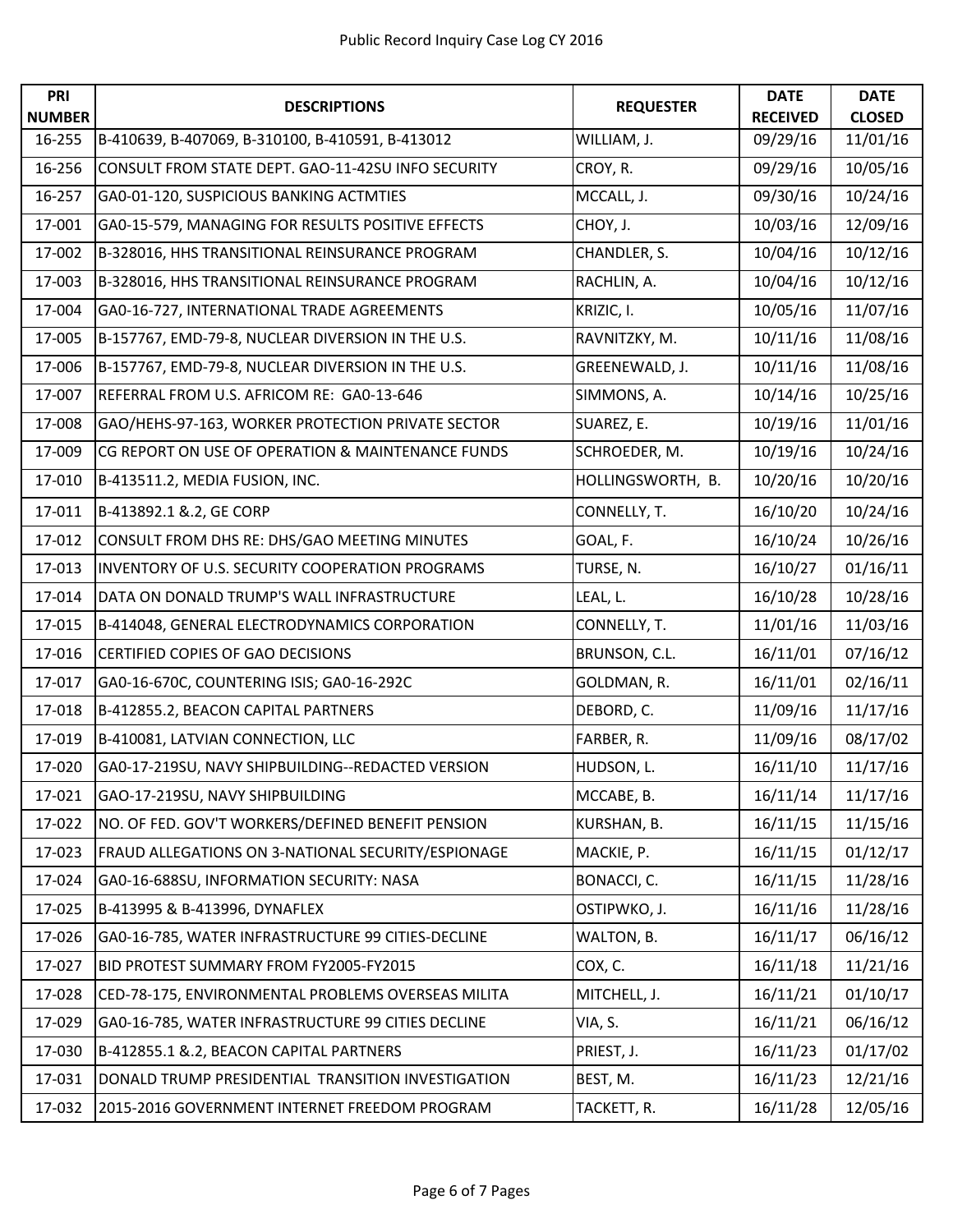Public Record Inquiry Case Log CY 2016

| PRI NUMBER | DESCRIPTIONS | REQUESTER | DATE RECEIVED | DATE CLOSED |
|---|---|---|---|---|
| 16-255 | B-410639, B-407069, B-310100, B-410591, B-413012 | WILLIAM, J. | 09/29/16 | 11/01/16 |
| 16-256 | CONSULT FROM STATE DEPT. GAO-11-42SU INFO SECURITY | CROY, R. | 09/29/16 | 10/05/16 |
| 16-257 | GA0-01-120, SUSPICIOUS BANKING ACTMTIES | MCCALL, J. | 09/30/16 | 10/24/16 |
| 17-001 | GA0-15-579, MANAGING FOR RESULTS POSITIVE EFFECTS | CHOY, J. | 10/03/16 | 12/09/16 |
| 17-002 | B-328016, HHS TRANSITIONAL REINSURANCE PROGRAM | CHANDLER, S. | 10/04/16 | 10/12/16 |
| 17-003 | B-328016, HHS TRANSITIONAL REINSURANCE PROGRAM | RACHLIN, A. | 10/04/16 | 10/12/16 |
| 17-004 | GA0-16-727, INTERNATIONAL TRADE AGREEMENTS | KRIZIC, I. | 10/05/16 | 11/07/16 |
| 17-005 | B-157767, EMD-79-8, NUCLEAR DIVERSION IN THE U.S. | RAVNITZKY, M. | 10/11/16 | 11/08/16 |
| 17-006 | B-157767, EMD-79-8, NUCLEAR DIVERSION IN THE U.S. | GREENEWALD, J. | 10/11/16 | 11/08/16 |
| 17-007 | REFERRAL FROM U.S. AFRICOM RE: GA0-13-646 | SIMMONS, A. | 10/14/16 | 10/25/16 |
| 17-008 | GAO/HEHS-97-163, WORKER PROTECTION PRIVATE SECTOR | SUAREZ, E. | 10/19/16 | 11/01/16 |
| 17-009 | CG REPORT ON USE OF OPERATION & MAINTENANCE FUNDS | SCHROEDER, M. | 10/19/16 | 10/24/16 |
| 17-010 | B-413511.2, MEDIA FUSION, INC. | HOLLINGSWORTH, B. | 10/20/16 | 10/20/16 |
| 17-011 | B-413892.1 &.2, GE CORP | CONNELLY, T. | 16/10/20 | 10/24/16 |
| 17-012 | CONSULT FROM DHS RE: DHS/GAO MEETING MINUTES | GOAL, F. | 16/10/24 | 10/26/16 |
| 17-013 | INVENTORY OF U.S. SECURITY COOPERATION PROGRAMS | TURSE, N. | 16/10/27 | 01/16/11 |
| 17-014 | DATA ON DONALD TRUMP'S WALL INFRASTRUCTURE | LEAL, L. | 16/10/28 | 10/28/16 |
| 17-015 | B-414048, GENERAL ELECTRODYNAMICS CORPORATION | CONNELLY, T. | 11/01/16 | 11/03/16 |
| 17-016 | CERTIFIED COPIES OF GAO DECISIONS | BRUNSON, C.L. | 16/11/01 | 07/16/12 |
| 17-017 | GA0-16-670C, COUNTERING ISIS; GA0-16-292C | GOLDMAN, R. | 16/11/01 | 02/16/11 |
| 17-018 | B-412855.2, BEACON CAPITAL PARTNERS | DEBORD, C. | 11/09/16 | 11/17/16 |
| 17-019 | B-410081, LATVIAN CONNECTION, LLC | FARBER, R. | 11/09/16 | 08/17/02 |
| 17-020 | GA0-17-219SU, NAVY SHIPBUILDING--REDACTED VERSION | HUDSON, L. | 16/11/10 | 11/17/16 |
| 17-021 | GAO-17-219SU, NAVY SHIPBUILDING | MCCABE, B. | 16/11/14 | 11/17/16 |
| 17-022 | NO. OF FED. GOV'T WORKERS/DEFINED BENEFIT PENSION | KURSHAN, B. | 16/11/15 | 11/15/16 |
| 17-023 | FRAUD ALLEGATIONS ON 3-NATIONAL SECURITY/ESPIONAGE | MACKIE, P. | 16/11/15 | 01/12/17 |
| 17-024 | GA0-16-688SU, INFORMATION SECURITY: NASA | BONACCI, C. | 16/11/15 | 11/28/16 |
| 17-025 | B-413995 & B-413996, DYNAFLEX | OSTIPWKO, J. | 16/11/16 | 11/28/16 |
| 17-026 | GA0-16-785, WATER INFRASTRUCTURE 99 CITIES-DECLINE | WALTON, B. | 16/11/17 | 06/16/12 |
| 17-027 | BID PROTEST SUMMARY FROM FY2005-FY2015 | COX, C. | 16/11/18 | 11/21/16 |
| 17-028 | CED-78-175, ENVIRONMENTAL PROBLEMS OVERSEAS MILITA | MITCHELL, J. | 16/11/21 | 01/10/17 |
| 17-029 | GA0-16-785, WATER INFRASTRUCTURE 99 CITIES DECLINE | VIA, S. | 16/11/21 | 06/16/12 |
| 17-030 | B-412855.1 &.2, BEACON CAPITAL PARTNERS | PRIEST, J. | 16/11/23 | 01/17/02 |
| 17-031 | DONALD TRUMP PRESIDENTIAL TRANSITION INVESTIGATION | BEST, M. | 16/11/23 | 12/21/16 |
| 17-032 | 2015-2016 GOVERNMENT INTERNET FREEDOM PROGRAM | TACKETT, R. | 16/11/28 | 12/05/16 |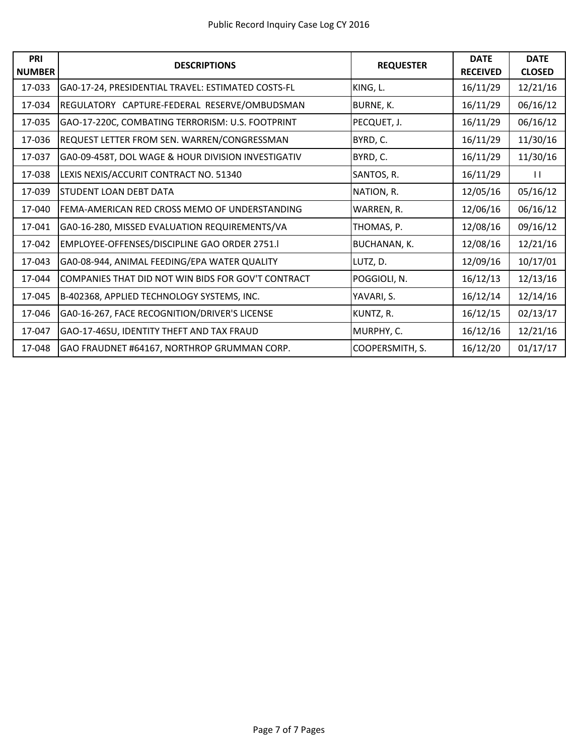Public Record Inquiry Case Log CY 2016

| PRI NUMBER | DESCRIPTIONS | REQUESTER | DATE RECEIVED | DATE CLOSED |
|---|---|---|---|---|
| 17-033 | GA0-17-24, PRESIDENTIAL TRAVEL: ESTIMATED COSTS-FL | KING, L. | 16/11/29 | 12/21/16 |
| 17-034 | REGULATORY CAPTURE-FEDERAL RESERVE/OMBUDSMAN | BURNE, K. | 16/11/29 | 06/16/12 |
| 17-035 | GAO-17-220C, COMBATING TERRORISM: U.S. FOOTPRINT | PECQUET, J. | 16/11/29 | 06/16/12 |
| 17-036 | REQUEST LETTER FROM SEN. WARREN/CONGRESSMAN | BYRD, C. | 16/11/29 | 11/30/16 |
| 17-037 | GA0-09-458T, DOL WAGE & HOUR DIVISION INVESTIGATIV | BYRD, C. | 16/11/29 | 11/30/16 |
| 17-038 | LEXIS NEXIS/ACCURIT CONTRACT NO. 51340 | SANTOS, R. | 16/11/29 | I I |
| 17-039 | STUDENT LOAN DEBT DATA | NATION, R. | 12/05/16 | 05/16/12 |
| 17-040 | FEMA-AMERICAN RED CROSS MEMO OF UNDERSTANDING | WARREN, R. | 12/06/16 | 06/16/12 |
| 17-041 | GA0-16-280, MISSED EVALUATION REQUIREMENTS/VA | THOMAS, P. | 12/08/16 | 09/16/12 |
| 17-042 | EMPLOYEE-OFFENSES/DISCIPLINE GAO ORDER 2751.l | BUCHANAN, K. | 12/08/16 | 12/21/16 |
| 17-043 | GA0-08-944, ANIMAL FEEDING/EPA WATER QUALITY | LUTZ, D. | 12/09/16 | 10/17/01 |
| 17-044 | COMPANIES THAT DID NOT WIN BIDS FOR GOV'T CONTRACT | POGGIOLI, N. | 16/12/13 | 12/13/16 |
| 17-045 | B-402368, APPLIED TECHNOLOGY SYSTEMS, INC. | YAVARI, S. | 16/12/14 | 12/14/16 |
| 17-046 | GA0-16-267, FACE RECOGNITION/DRIVER'S LICENSE | KUNTZ, R. | 16/12/15 | 02/13/17 |
| 17-047 | GAO-17-46SU, IDENTITY THEFT AND TAX FRAUD | MURPHY, C. | 16/12/16 | 12/21/16 |
| 17-048 | GAO FRAUDNET #64167, NORTHROP GRUMMAN CORP. | COOPERSMITH, S. | 16/12/20 | 01/17/17 |